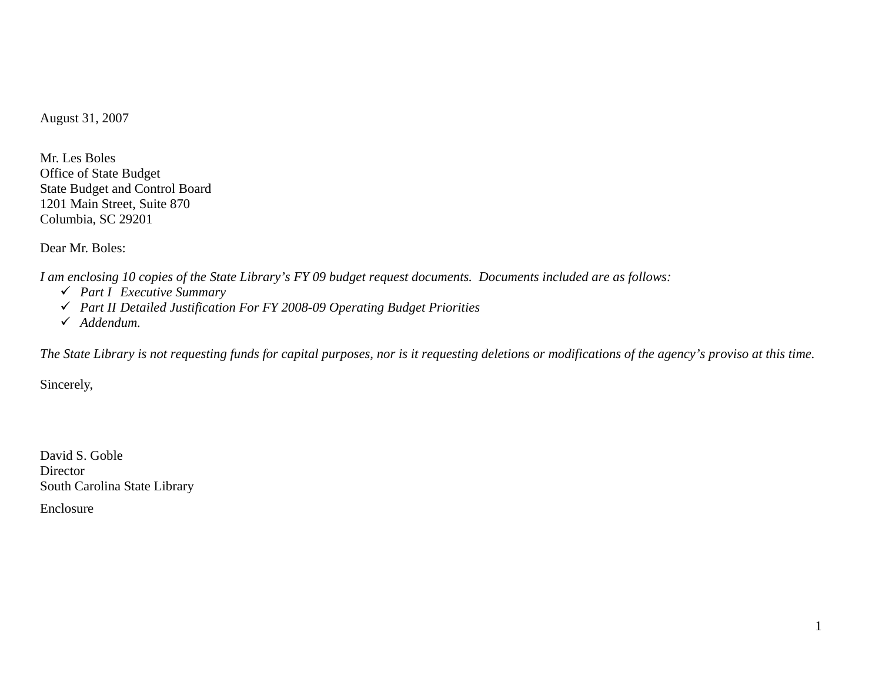August 31, 2007

Mr. Les Boles
Office of State Budget
State Budget and Control Board
1201 Main Street, Suite 870
Columbia, SC 29201

Dear Mr. Boles:

*I am enclosing 10 copies of the State Library's FY 09 budget request documents. Documents included are as follows:*

- ✓ *Part I Executive Summary*
- ✓ *Part II Detailed Justification For FY 2008-09 Operating Budget Priorities*
- ✓ *Addendum.*

*The State Library is not requesting funds for capital purposes, nor is it requesting deletions or modifications of the agency's proviso at this time.*

Sincerely,

David S. Goble
Director
South Carolina State Library

Enclosure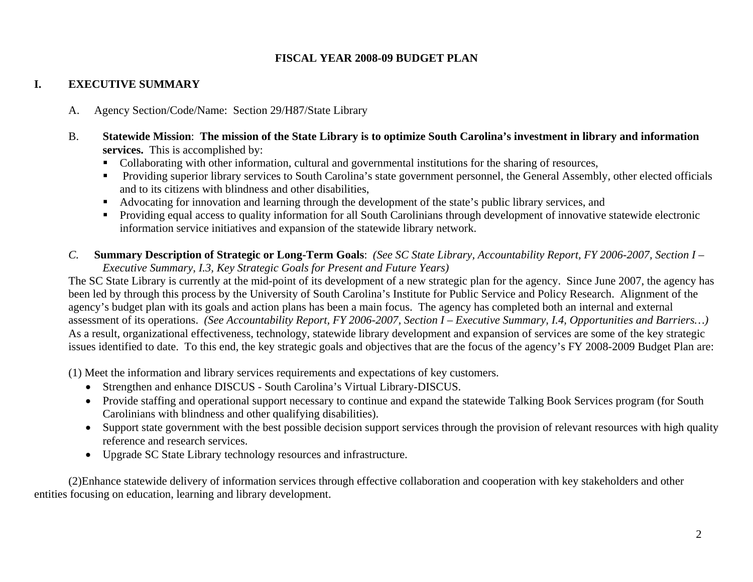**FISCAL YEAR 2008-09 BUDGET PLAN**

# I. EXECUTIVE SUMMARY

A. Agency Section/Code/Name: Section 29/H87/State Library

B. **Statewide Mission**: **The mission of the State Library is to optimize South Carolina's investment in library and information services.** This is accomplished by:

- Collaborating with other information, cultural and governmental institutions for the sharing of resources,
- Providing superior library services to South Carolina's state government personnel, the General Assembly, other elected officials and to its citizens with blindness and other disabilities,
- Advocating for innovation and learning through the development of the state's public library services, and
- Providing equal access to quality information for all South Carolinians through development of innovative statewide electronic information service initiatives and expansion of the statewide library network.

*C.* **Summary Description of Strategic or Long-Term Goals**: *(See SC State Library, Accountability Report, FY 2006-2007, Section I – Executive Summary, I.3, Key Strategic Goals for Present and Future Years)*

The SC State Library is currently at the mid-point of its development of a new strategic plan for the agency. Since June 2007, the agency has been led by through this process by the University of South Carolina's Institute for Public Service and Policy Research. Alignment of the agency's budget plan with its goals and action plans has been a main focus. The agency has completed both an internal and external assessment of its operations. *(See Accountability Report, FY 2006-2007, Section I – Executive Summary, I.4, Opportunities and Barriers…)* As a result, organizational effectiveness, technology, statewide library development and expansion of services are some of the key strategic issues identified to date. To this end, the key strategic goals and objectives that are the focus of the agency's FY 2008-2009 Budget Plan are:

(1) Meet the information and library services requirements and expectations of key customers.

- Strengthen and enhance DISCUS - South Carolina's Virtual Library-DISCUS.
- Provide staffing and operational support necessary to continue and expand the statewide Talking Book Services program (for South Carolinians with blindness and other qualifying disabilities).
- Support state government with the best possible decision support services through the provision of relevant resources with high quality reference and research services.
- Upgrade SC State Library technology resources and infrastructure.

(2)Enhance statewide delivery of information services through effective collaboration and cooperation with key stakeholders and other entities focusing on education, learning and library development.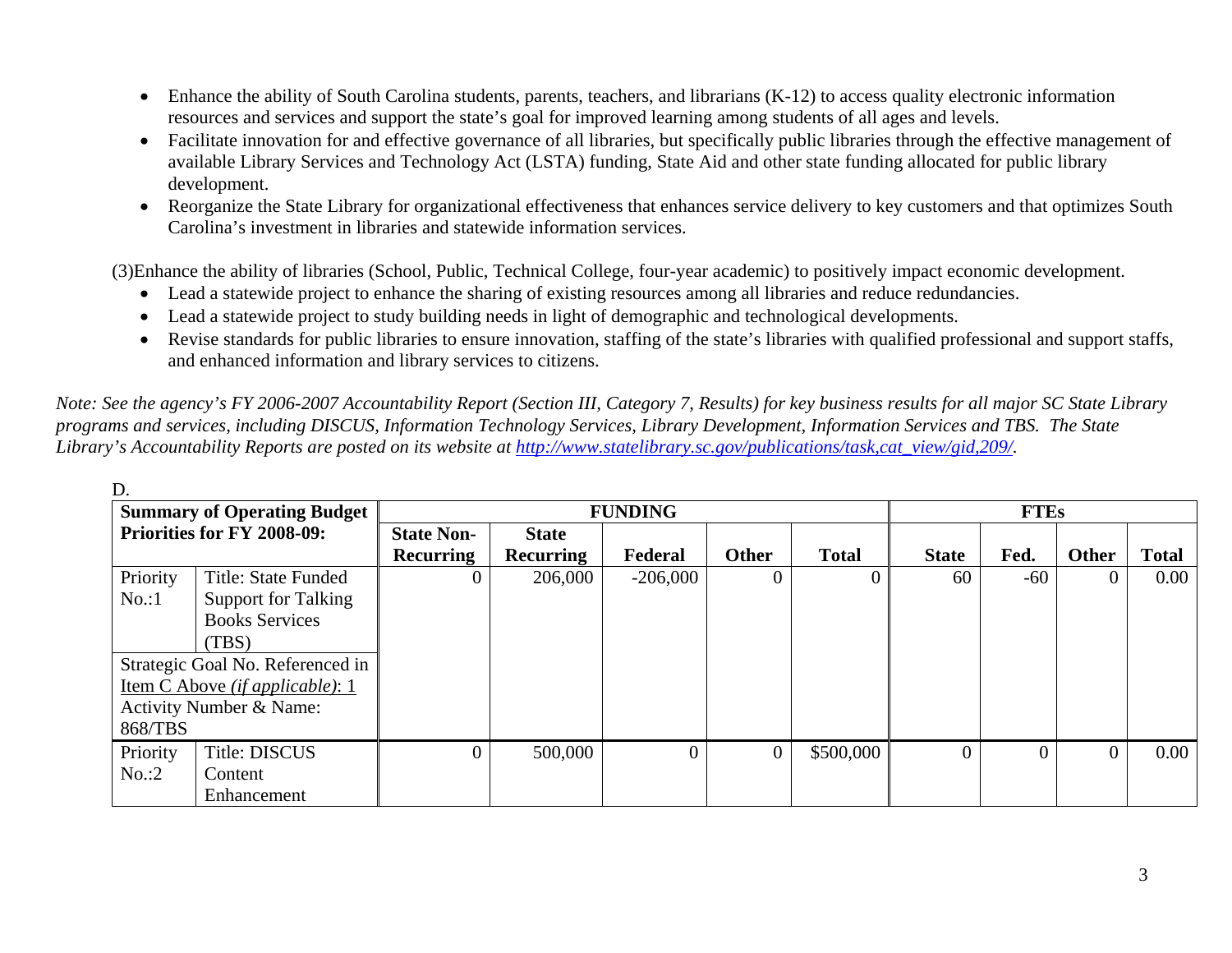- Enhance the ability of South Carolina students, parents, teachers, and librarians (K-12) to access quality electronic information resources and services and support the state's goal for improved learning among students of all ages and levels.
- Facilitate innovation for and effective governance of all libraries, but specifically public libraries through the effective management of available Library Services and Technology Act (LSTA) funding, State Aid and other state funding allocated for public library development.
- Reorganize the State Library for organizational effectiveness that enhances service delivery to key customers and that optimizes South Carolina's investment in libraries and statewide information services.

(3)Enhance the ability of libraries (School, Public, Technical College, four-year academic) to positively impact economic development.

- Lead a statewide project to enhance the sharing of existing resources among all libraries and reduce redundancies.
- Lead a statewide project to study building needs in light of demographic and technological developments.
- Revise standards for public libraries to ensure innovation, staffing of the state's libraries with qualified professional and support staffs, and enhanced information and library services to citizens.

*Note: See the agency's FY 2006-2007 Accountability Report (Section III, Category 7, Results) for key business results for all major SC State Library programs and services, including DISCUS, Information Technology Services, Library Development, Information Services and TBS. The State Library's Accountability Reports are posted on its website at [http://www.statelibrary.sc.gov/publications/task,cat_view/gid,209/](http://www.statelibrary.sc.gov/publications/task,cat_view/gid,209/).*

D.

| **Summary of Operating Budget Priorities for FY 2008-09:** | | **FUNDING** | | | | | **FTEs** | | | |
|---|---|---|---|---|---|---|---|---|---|---|
| | | **State Non-Recurring** | **State Recurring** | **Federal** | **Other** | **Total** | **State** | **Fed.** | **Other** | **Total** |
| Priority No.:1 | Title: State Funded Support for Talking Books Services (TBS) | 0 | 206,000 | -206,000 | 0 | 0 | 60 | -60 | 0 | 0.00 |
| Strategic Goal No. Referenced in Item C Above *(if applicable)*: 1<br>Activity Number & Name: 868/TBS | | | | | | | | | | |
| Priority No.:2 | Title: DISCUS Content Enhancement | 0 | 500,000 | 0 | 0 | $500,000 | 0 | 0 | 0 | 0.00 |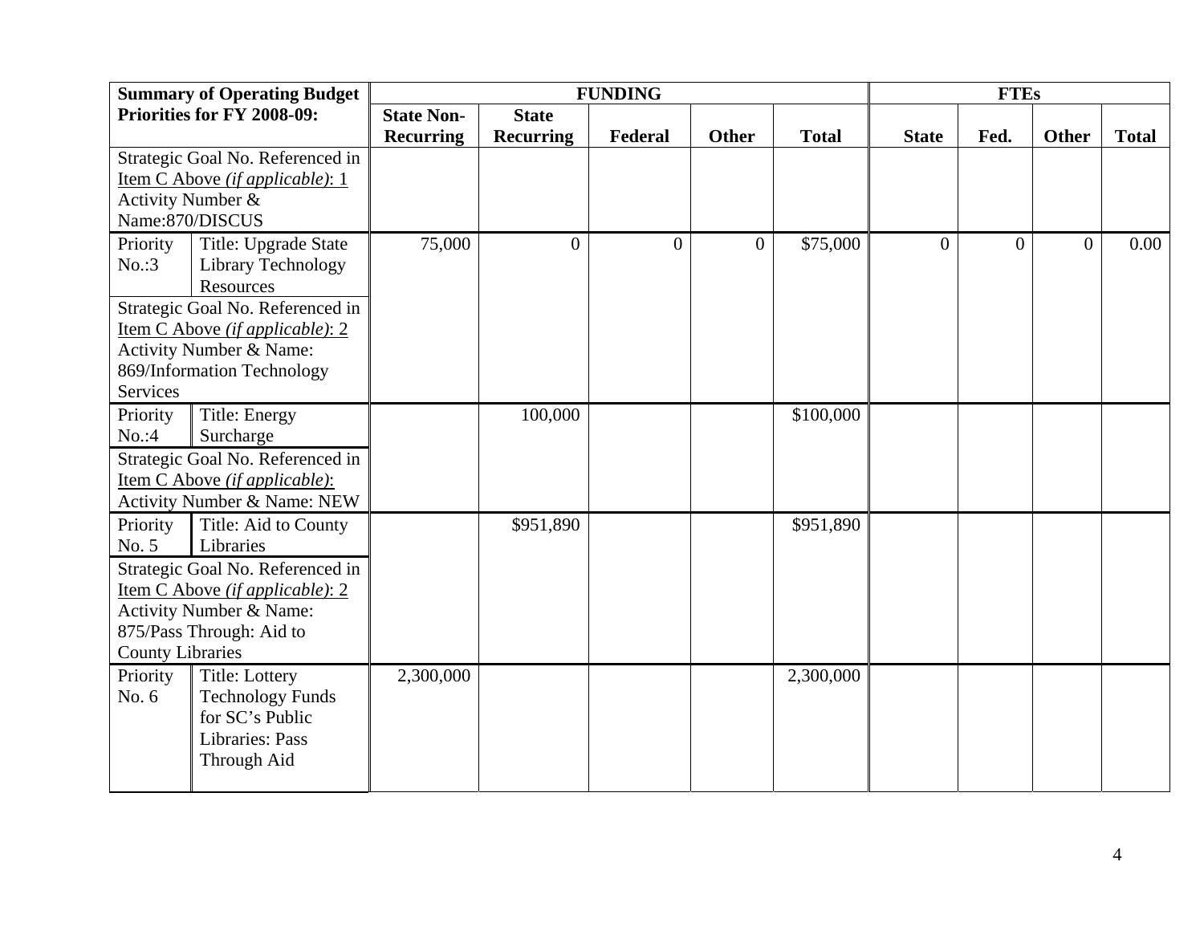| Summary of Operating Budget Priorities for FY 2008-09: | | FUNDING | | | | | FTEs | | | |
|---|---|---|---|---|---|---|---|---|---|---|
| | | State Non-Recurring | State Recurring | Federal | Other | Total | State | Fed. | Other | Total |
| Strategic Goal No. Referenced in Item C Above *(if applicable)*: 1<br>Activity Number & Name:870/DISCUS | | | | | | | | | | |
| Priority No.:3 | Title: Upgrade State Library Technology Resources | 75,000 | 0 | 0 | 0 | $75,000 | 0 | 0 | 0 | 0.00 |
| Strategic Goal No. Referenced in Item C Above *(if applicable)*: 2<br>Activity Number & Name: 869/Information Technology Services | | | | | | | | | | |
| Priority No.:4 | Title: Energy Surcharge | | 100,000 | | | $100,000 | | | | |
| Strategic Goal No. Referenced in Item C Above *(if applicable)*:<br>Activity Number & Name: NEW | | | | | | | | | | |
| Priority No. 5 | Title: Aid to County Libraries | | $951,890 | | | $951,890 | | | | |
| Strategic Goal No. Referenced in Item C Above *(if applicable)*: 2<br>Activity Number & Name: 875/Pass Through: Aid to County Libraries | | | | | | | | | | |
| Priority No. 6 | Title: Lottery Technology Funds for SC's Public Libraries: Pass Through Aid | 2,300,000 | | | | 2,300,000 | | | | |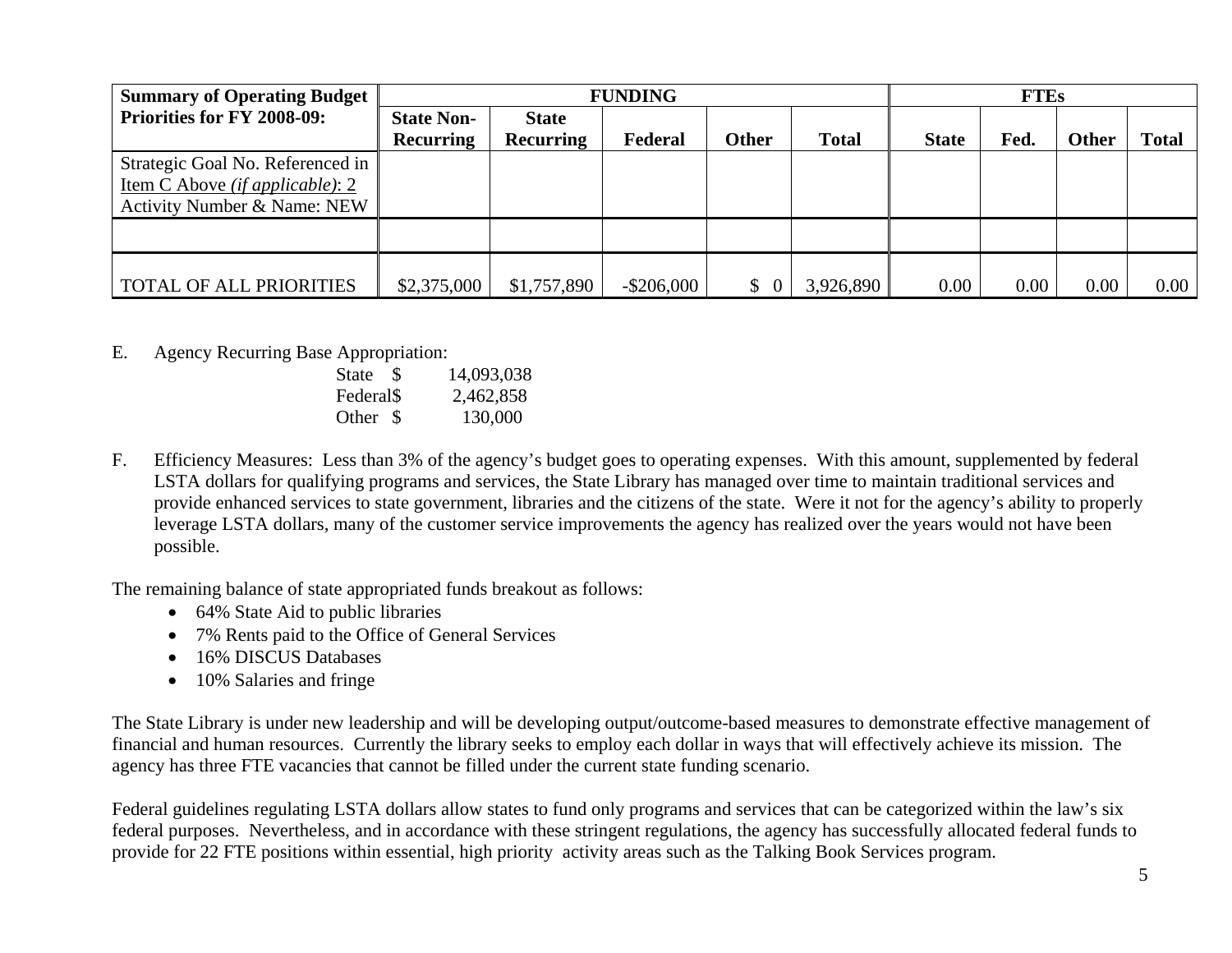| Summary of Operating Budget Priorities for FY 2008-09: | FUNDING | | | | | FTEs | | | |
|---|---|---|---|---|---|---|---|---|---|
| | **State Non-Recurring** | **State Recurring** | **Federal** | **Other** | **Total** | **State** | **Fed.** | **Other** | **Total** |
| Strategic Goal No. Referenced in Item C Above *(if applicable)*: 2<br>Activity Number & Name: NEW | | | | | | | | | |
| | | | | | | | | | |
| TOTAL OF ALL PRIORITIES | $2,375,000 | $1,757,890 | -$206,000 | $ 0 | 3,926,890 | 0.00 | 0.00 | 0.00 | 0.00 |

E. Agency Recurring Base Appropriation:

State $ 14,093,038
Federal$ 2,462,858
Other $ 130,000

F. Efficiency Measures: Less than 3% of the agency's budget goes to operating expenses. With this amount, supplemented by federal LSTA dollars for qualifying programs and services, the State Library has managed over time to maintain traditional services and provide enhanced services to state government, libraries and the citizens of the state. Were it not for the agency's ability to properly leverage LSTA dollars, many of the customer service improvements the agency has realized over the years would not have been possible.

The remaining balance of state appropriated funds breakout as follows:

- 64% State Aid to public libraries
- 7% Rents paid to the Office of General Services
- 16% DISCUS Databases
- 10% Salaries and fringe

The State Library is under new leadership and will be developing output/outcome-based measures to demonstrate effective management of financial and human resources. Currently the library seeks to employ each dollar in ways that will effectively achieve its mission. The agency has three FTE vacancies that cannot be filled under the current state funding scenario.

Federal guidelines regulating LSTA dollars allow states to fund only programs and services that can be categorized within the law's six federal purposes. Nevertheless, and in accordance with these stringent regulations, the agency has successfully allocated federal funds to provide for 22 FTE positions within essential, high priority activity areas such as the Talking Book Services program.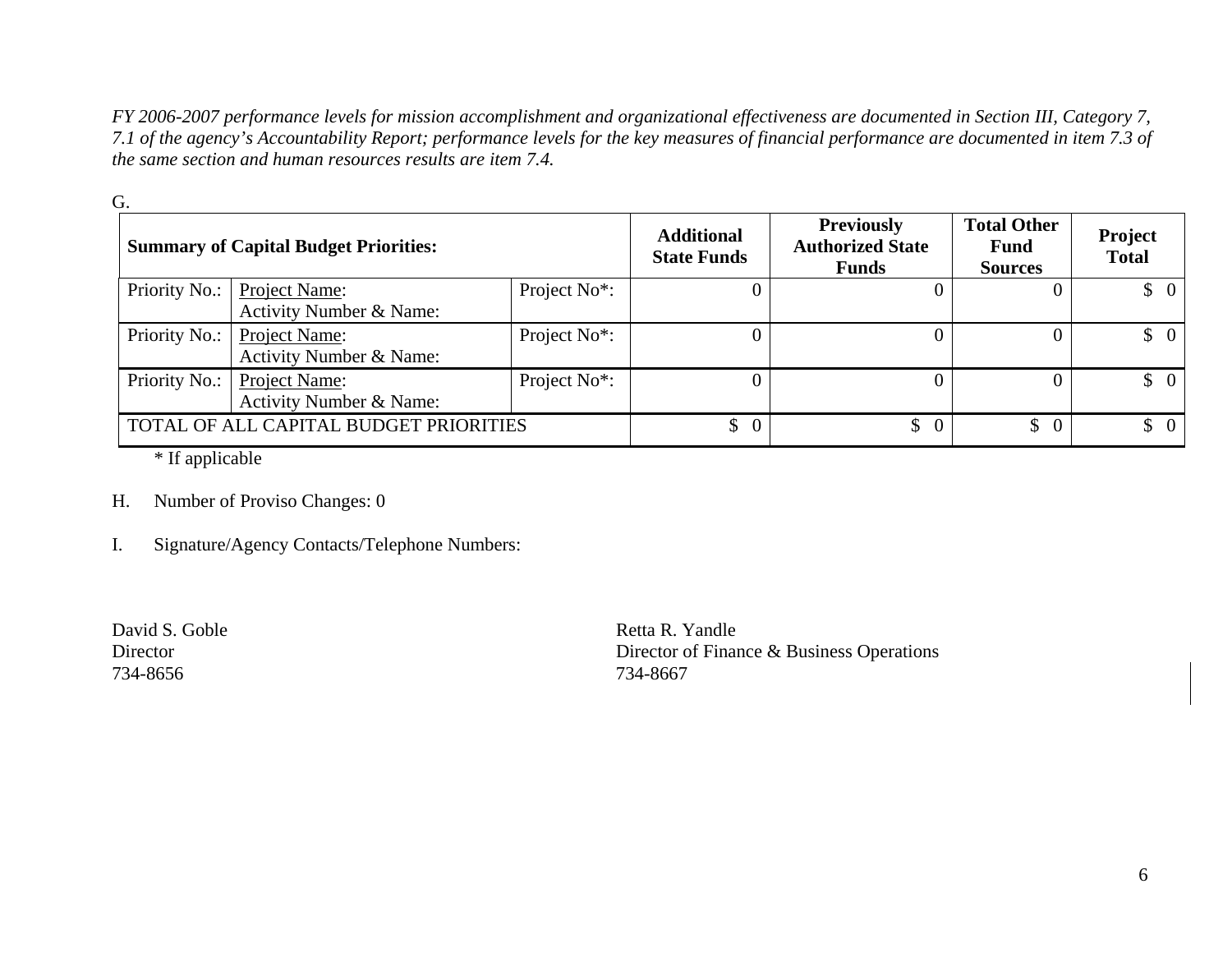*FY 2006-2007 performance levels for mission accomplishment and organizational effectiveness are documented in Section III, Category 7, 7.1 of the agency's Accountability Report; performance levels for the key measures of financial performance are documented in item 7.3 of the same section and human resources results are item 7.4.*

G.

| **Summary of Capital Budget Priorities:** | | | **Additional State Funds** | **Previously Authorized State Funds** | **Total Other Fund Sources** | **Project Total** |
|---|---|---|---|---|---|---|
| Priority No.: | Project Name: Activity Number & Name: | Project No*: | 0 | 0 | 0 | $ 0 |
| Priority No.: | Project Name: Activity Number & Name: | Project No*: | 0 | 0 | 0 | $ 0 |
| Priority No.: | Project Name: Activity Number & Name: | Project No*: | 0 | 0 | 0 | $ 0 |
| TOTAL OF ALL CAPITAL BUDGET PRIORITIES | | | $ 0 | $ 0 | $ 0 | $ 0 |

\* If applicable

H. Number of Proviso Changes: 0

I. Signature/Agency Contacts/Telephone Numbers:

David S. Goble
Director
734-8656

Retta R. Yandle
Director of Finance & Business Operations
734-8667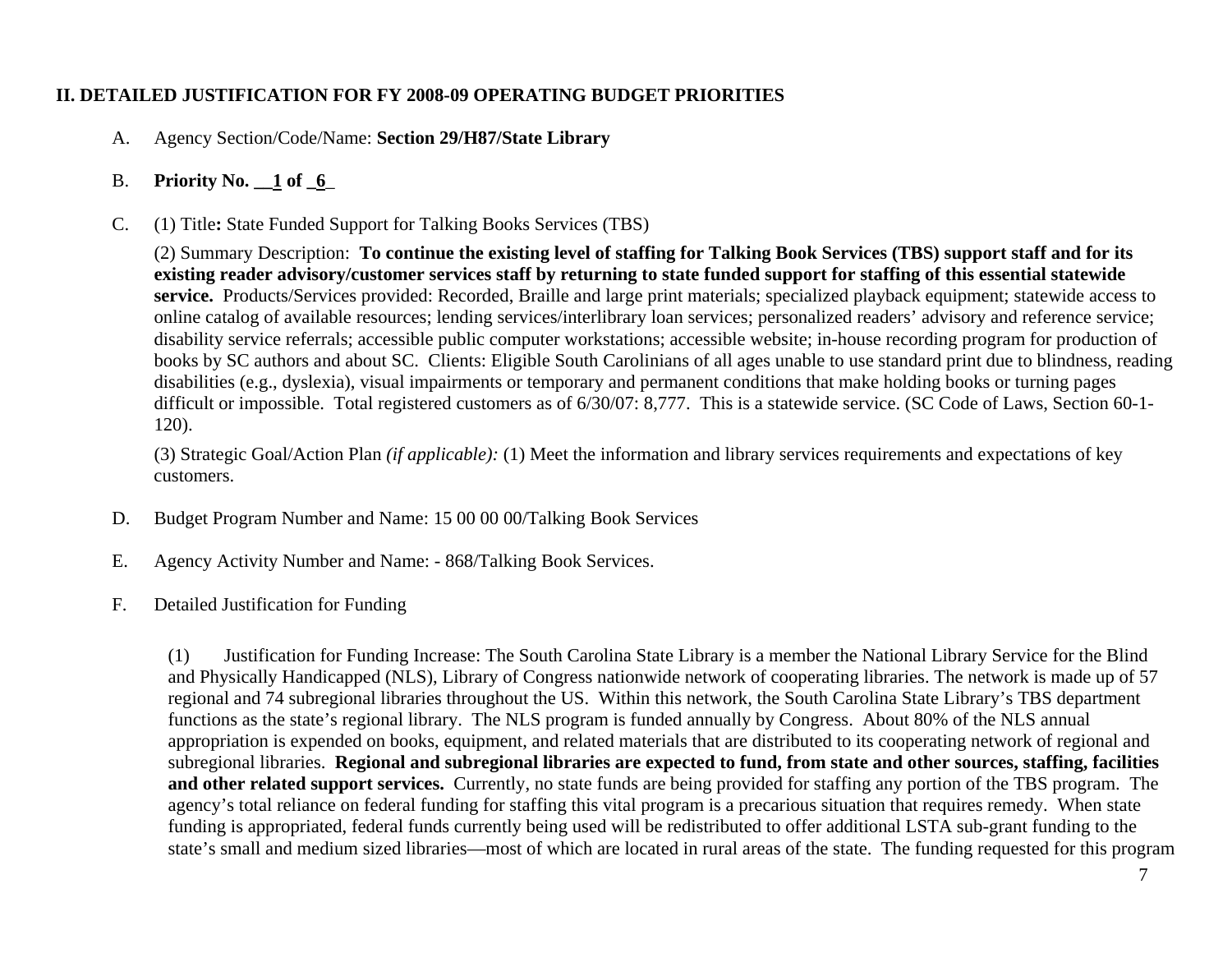## II. DETAILED JUSTIFICATION FOR FY 2008-09 OPERATING BUDGET PRIORITIES

A. Agency Section/Code/Name: **Section 29/H87/State Library**

B. **Priority No. __1 of _6_**

C. (1) Title**:** State Funded Support for Talking Books Services (TBS)

(2) Summary Description: **To continue the existing level of staffing for Talking Book Services (TBS) support staff and for its existing reader advisory/customer services staff by returning to state funded support for staffing of this essential statewide service.** Products/Services provided: Recorded, Braille and large print materials; specialized playback equipment; statewide access to online catalog of available resources; lending services/interlibrary loan services; personalized readers' advisory and reference service; disability service referrals; accessible public computer workstations; accessible website; in-house recording program for production of books by SC authors and about SC. Clients: Eligible South Carolinians of all ages unable to use standard print due to blindness, reading disabilities (e.g., dyslexia), visual impairments or temporary and permanent conditions that make holding books or turning pages difficult or impossible. Total registered customers as of 6/30/07: 8,777. This is a statewide service. (SC Code of Laws, Section 60-1-120).

(3) Strategic Goal/Action Plan *(if applicable):* (1) Meet the information and library services requirements and expectations of key customers.

D. Budget Program Number and Name: 15 00 00 00/Talking Book Services

E. Agency Activity Number and Name: - 868/Talking Book Services.

F. Detailed Justification for Funding

(1) Justification for Funding Increase: The South Carolina State Library is a member the National Library Service for the Blind and Physically Handicapped (NLS), Library of Congress nationwide network of cooperating libraries. The network is made up of 57 regional and 74 subregional libraries throughout the US. Within this network, the South Carolina State Library's TBS department functions as the state's regional library. The NLS program is funded annually by Congress. About 80% of the NLS annual appropriation is expended on books, equipment, and related materials that are distributed to its cooperating network of regional and subregional libraries. **Regional and subregional libraries are expected to fund, from state and other sources, staffing, facilities and other related support services.** Currently, no state funds are being provided for staffing any portion of the TBS program. The agency's total reliance on federal funding for staffing this vital program is a precarious situation that requires remedy. When state funding is appropriated, federal funds currently being used will be redistributed to offer additional LSTA sub-grant funding to the state's small and medium sized libraries—most of which are located in rural areas of the state. The funding requested for this program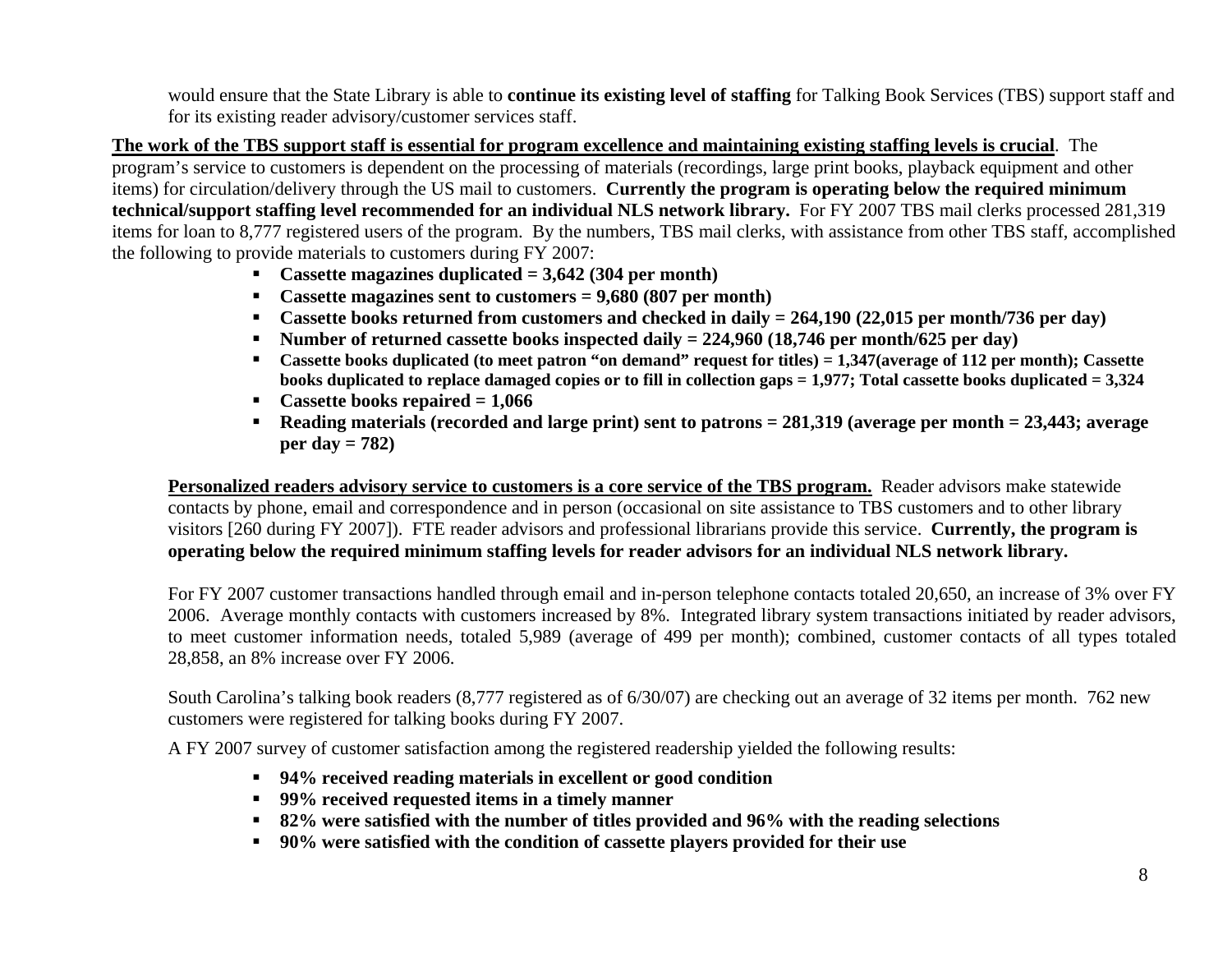would ensure that the State Library is able to **continue its existing level of staffing** for Talking Book Services (TBS) support staff and for its existing reader advisory/customer services staff.

**<u>The work of the TBS support staff is essential for program excellence and maintaining existing staffing levels is crucial</u>**. The program's service to customers is dependent on the processing of materials (recordings, large print books, playback equipment and other items) for circulation/delivery through the US mail to customers. **Currently the program is operating below the required minimum technical/support staffing level recommended for an individual NLS network library.** For FY 2007 TBS mail clerks processed 281,319 items for loan to 8,777 registered users of the program. By the numbers, TBS mail clerks, with assistance from other TBS staff, accomplished the following to provide materials to customers during FY 2007:

- **Cassette magazines duplicated = 3,642 (304 per month)**
- **Cassette magazines sent to customers = 9,680 (807 per month)**
- **Cassette books returned from customers and checked in daily = 264,190 (22,015 per month/736 per day)**
- **Number of returned cassette books inspected daily = 224,960 (18,746 per month/625 per day)**
- **Cassette books duplicated (to meet patron "on demand" request for titles) = 1,347(average of 112 per month); Cassette books duplicated to replace damaged copies or to fill in collection gaps = 1,977; Total cassette books duplicated = 3,324**
- **Cassette books repaired = 1,066**
- **Reading materials (recorded and large print) sent to patrons = 281,319 (average per month = 23,443; average per day = 782)**

**<u>Personalized readers advisory service to customers is a core service of the TBS program.</u>** Reader advisors make statewide contacts by phone, email and correspondence and in person (occasional on site assistance to TBS customers and to other library visitors [260 during FY 2007]). FTE reader advisors and professional librarians provide this service. **Currently, the program is operating below the required minimum staffing levels for reader advisors for an individual NLS network library.**

For FY 2007 customer transactions handled through email and in-person telephone contacts totaled 20,650, an increase of 3% over FY 2006. Average monthly contacts with customers increased by 8%. Integrated library system transactions initiated by reader advisors, to meet customer information needs, totaled 5,989 (average of 499 per month); combined, customer contacts of all types totaled 28,858, an 8% increase over FY 2006.

South Carolina's talking book readers (8,777 registered as of 6/30/07) are checking out an average of 32 items per month. 762 new customers were registered for talking books during FY 2007.

A FY 2007 survey of customer satisfaction among the registered readership yielded the following results:

- **94% received reading materials in excellent or good condition**
- **99% received requested items in a timely manner**
- **82% were satisfied with the number of titles provided and 96% with the reading selections**
- **90% were satisfied with the condition of cassette players provided for their use**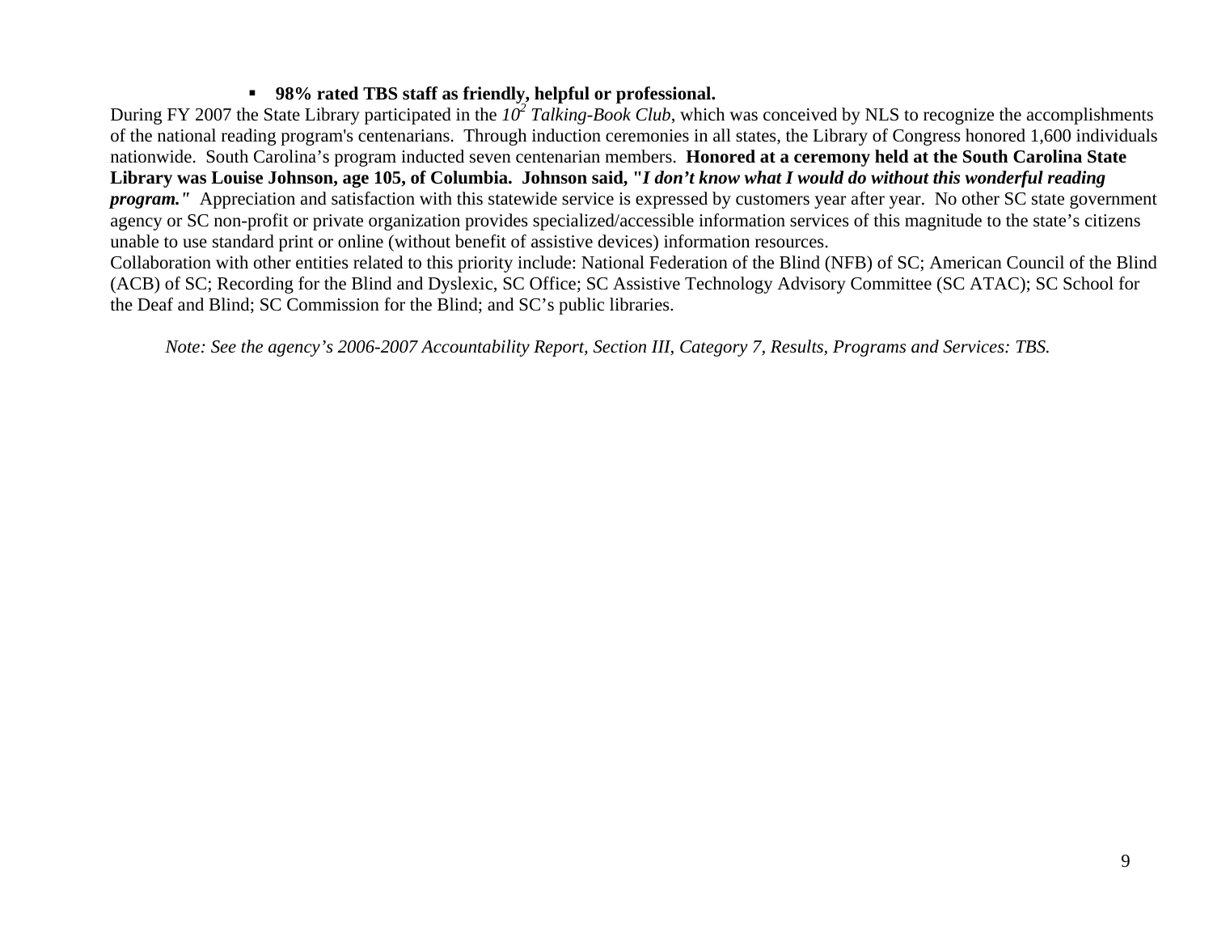- **98% rated TBS staff as friendly, helpful or professional.**

During FY 2007 the State Library participated in the *$10^2$ Talking-Book Club*, which was conceived by NLS to recognize the accomplishments of the national reading program's centenarians. Through induction ceremonies in all states, the Library of Congress honored 1,600 individuals nationwide. South Carolina's program inducted seven centenarian members. **Honored at a ceremony held at the South Carolina State Library was Louise Johnson, age 105, of Columbia. Johnson said, "*I don't know what I would do without this wonderful reading program.*"** Appreciation and satisfaction with this statewide service is expressed by customers year after year. No other SC state government agency or SC non-profit or private organization provides specialized/accessible information services of this magnitude to the state's citizens unable to use standard print or online (without benefit of assistive devices) information resources.

Collaboration with other entities related to this priority include: National Federation of the Blind (NFB) of SC; American Council of the Blind (ACB) of SC; Recording for the Blind and Dyslexic, SC Office; SC Assistive Technology Advisory Committee (SC ATAC); SC School for the Deaf and Blind; SC Commission for the Blind; and SC's public libraries.

*Note: See the agency's 2006-2007 Accountability Report, Section III, Category 7, Results, Programs and Services: TBS.*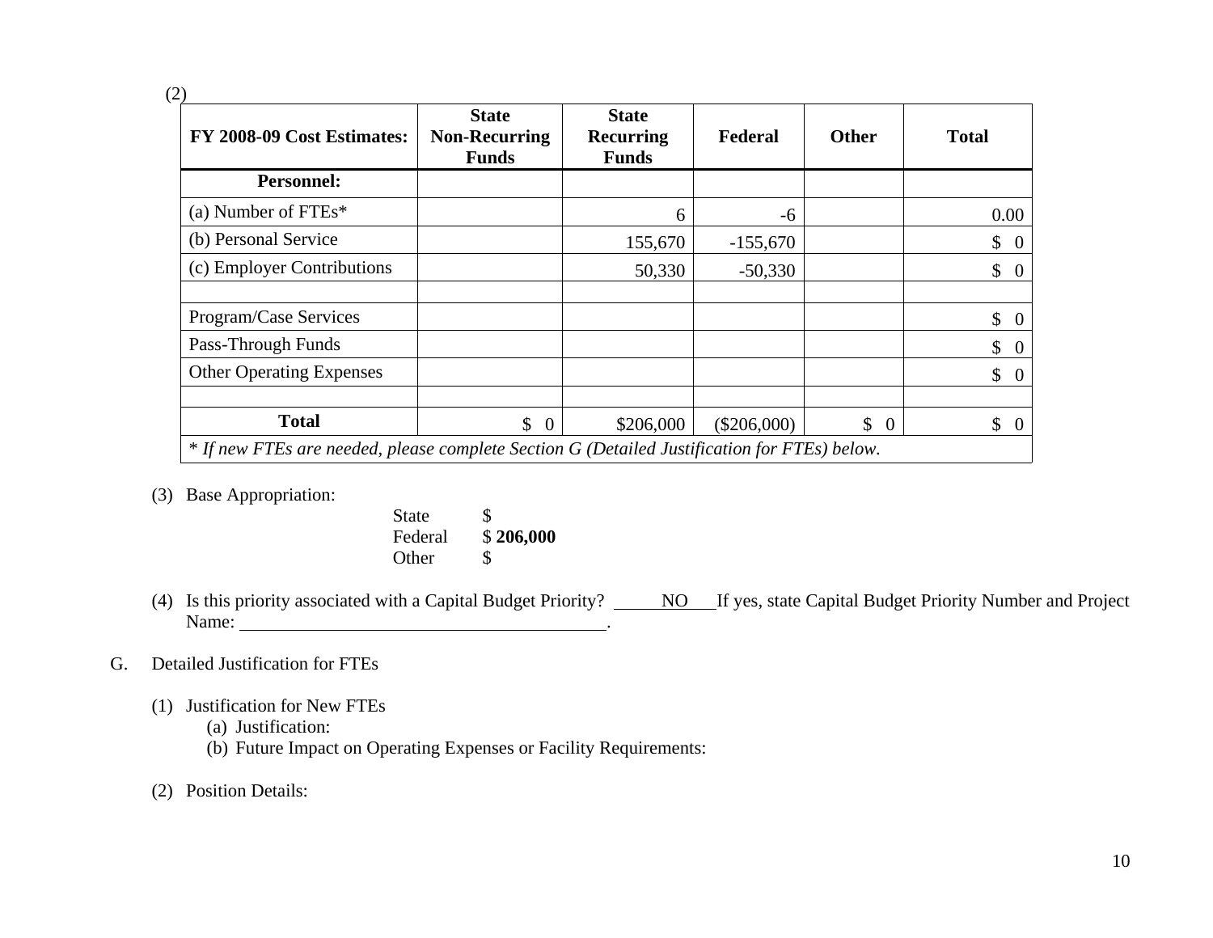(2)

| FY 2008-09 Cost Estimates: | State Non-Recurring Funds | State Recurring Funds | Federal | Other | Total |
|---|---|---|---|---|---|
| **Personnel:** | | | | | |
| (a) Number of FTEs* | | 6 | -6 | | 0.00 |
| (b) Personal Service | | 155,670 | -155,670 | | $ 0 |
| (c) Employer Contributions | | 50,330 | -50,330 | | $ 0 |
| | | | | | |
| Program/Case Services | | | | | $ 0 |
| Pass-Through Funds | | | | | $ 0 |
| Other Operating Expenses | | | | | $ 0 |
| | | | | | |
| **Total** | $ 0 | $206,000 | ($206,000) | $ 0 | $ 0 |
| *\* If new FTEs are needed, please complete Section G (Detailed Justification for FTEs) below.* | | | | | |

(3) Base Appropriation:

State $
Federal $ **206,000**
Other $

(4) Is this priority associated with a Capital Budget Priority? ___NO___ If yes, state Capital Budget Priority Number and Project Name: ________________________.

G. Detailed Justification for FTEs

(1) Justification for New FTEs
  (a) Justification:
  (b) Future Impact on Operating Expenses or Facility Requirements:

(2) Position Details: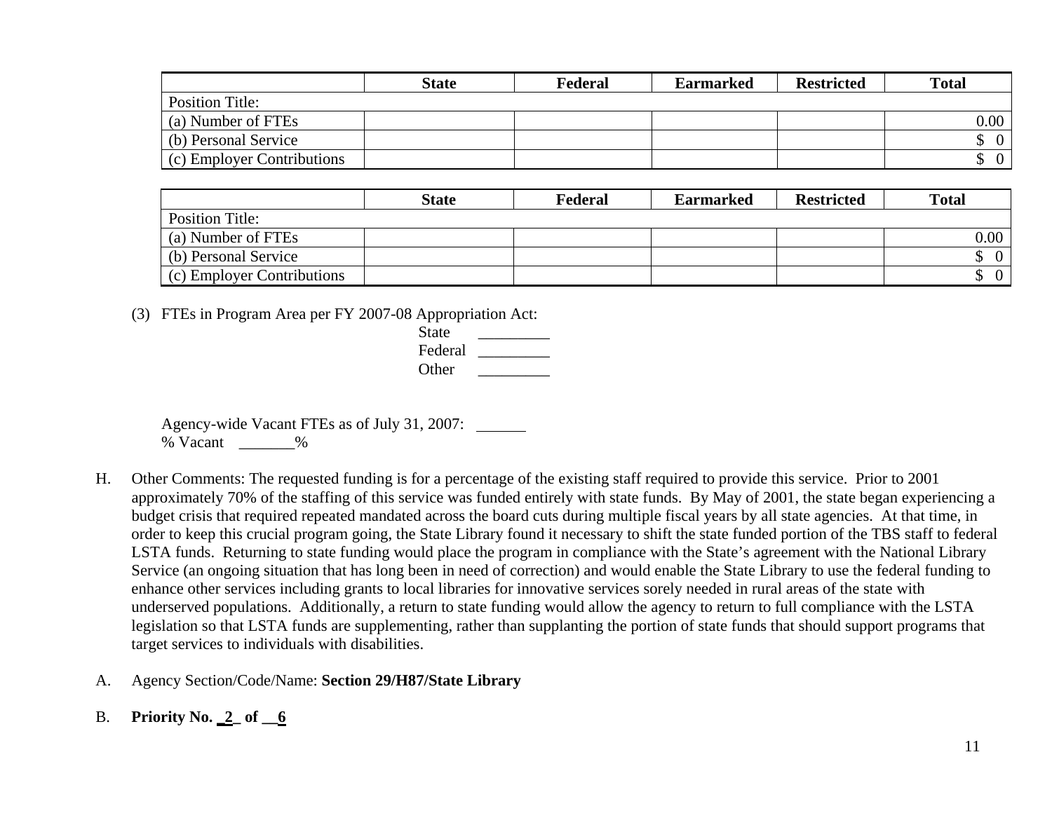| | State | Federal | Earmarked | Restricted | Total |
|---|---|---|---|---|---|
| Position Title: | | | | | |
| (a) Number of FTEs | | | | | 0.00 |
| (b) Personal Service | | | | | $ 0 |
| (c) Employer Contributions | | | | | $ 0 |

| | State | Federal | Earmarked | Restricted | Total |
|---|---|---|---|---|---|
| Position Title: | | | | | |
| (a) Number of FTEs | | | | | 0.00 |
| (b) Personal Service | | | | | $ 0 |
| (c) Employer Contributions | | | | | $ 0 |

(3) FTEs in Program Area per FY 2007-08 Appropriation Act:

State _________
Federal _________
Other _________

Agency-wide Vacant FTEs as of July 31, 2007: ______
% Vacant _______%

H. Other Comments: The requested funding is for a percentage of the existing staff required to provide this service. Prior to 2001 approximately 70% of the staffing of this service was funded entirely with state funds. By May of 2001, the state began experiencing a budget crisis that required repeated mandated across the board cuts during multiple fiscal years by all state agencies. At that time, in order to keep this crucial program going, the State Library found it necessary to shift the state funded portion of the TBS staff to federal LSTA funds. Returning to state funding would place the program in compliance with the State's agreement with the National Library Service (an ongoing situation that has long been in need of correction) and would enable the State Library to use the federal funding to enhance other services including grants to local libraries for innovative services sorely needed in rural areas of the state with underserved populations. Additionally, a return to state funding would allow the agency to return to full compliance with the LSTA legislation so that LSTA funds are supplementing, rather than supplanting the portion of state funds that should support programs that target services to individuals with disabilities.

A. Agency Section/Code/Name: **Section 29/H87/State Library**

B. **Priority No. _2_ of __6**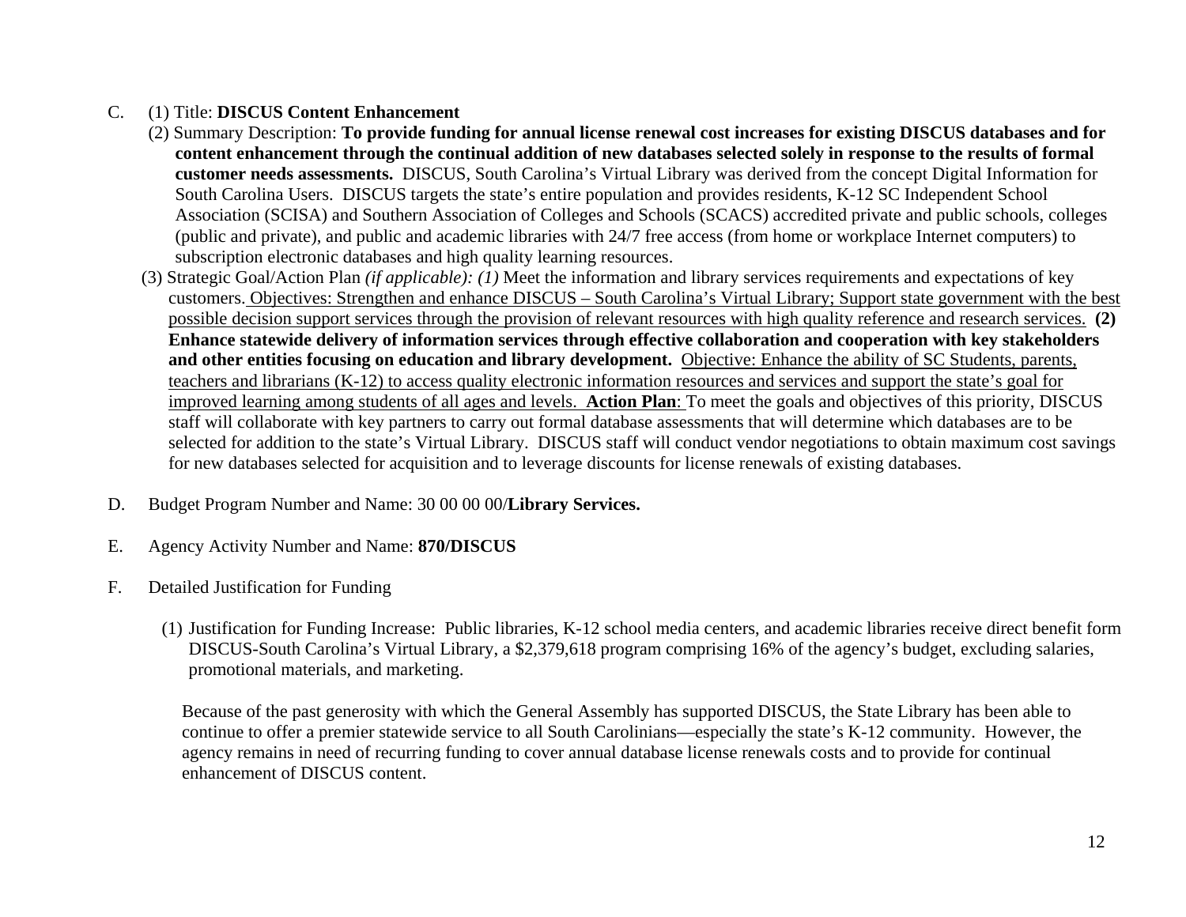C. (1) Title: **DISCUS Content Enhancement**

(2) Summary Description: **To provide funding for annual license renewal cost increases for existing DISCUS databases and for content enhancement through the continual addition of new databases selected solely in response to the results of formal customer needs assessments.** DISCUS, South Carolina's Virtual Library was derived from the concept Digital Information for South Carolina Users. DISCUS targets the state's entire population and provides residents, K-12 SC Independent School Association (SCISA) and Southern Association of Colleges and Schools (SCACS) accredited private and public schools, colleges (public and private), and public and academic libraries with 24/7 free access (from home or workplace Internet computers) to subscription electronic databases and high quality learning resources.

(3) Strategic Goal/Action Plan *(if applicable): (1)* Meet the information and library services requirements and expectations of key customers. <u>Objectives: Strengthen and enhance DISCUS – South Carolina's Virtual Library; Support state government with the best possible decision support services through the provision of relevant resources with high quality reference and research services.</u> **(2) Enhance statewide delivery of information services through effective collaboration and cooperation with key stakeholders and other entities focusing on education and library development.** <u>Objective: Enhance the ability of SC Students, parents, teachers and librarians (K-12) to access quality electronic information resources and services and support the state's goal for improved learning among students of all ages and levels.</u> <u>**Action Plan**: </u>To meet the goals and objectives of this priority, DISCUS staff will collaborate with key partners to carry out formal database assessments that will determine which databases are to be selected for addition to the state's Virtual Library. DISCUS staff will conduct vendor negotiations to obtain maximum cost savings for new databases selected for acquisition and to leverage discounts for license renewals of existing databases.

D. Budget Program Number and Name: 30 00 00 00/**Library Services.**

E. Agency Activity Number and Name: **870/DISCUS**

F. Detailed Justification for Funding

(1) Justification for Funding Increase: Public libraries, K-12 school media centers, and academic libraries receive direct benefit form DISCUS-South Carolina's Virtual Library, a $2,379,618 program comprising 16% of the agency's budget, excluding salaries, promotional materials, and marketing.

Because of the past generosity with which the General Assembly has supported DISCUS, the State Library has been able to continue to offer a premier statewide service to all South Carolinians—especially the state's K-12 community. However, the agency remains in need of recurring funding to cover annual database license renewals costs and to provide for continual enhancement of DISCUS content.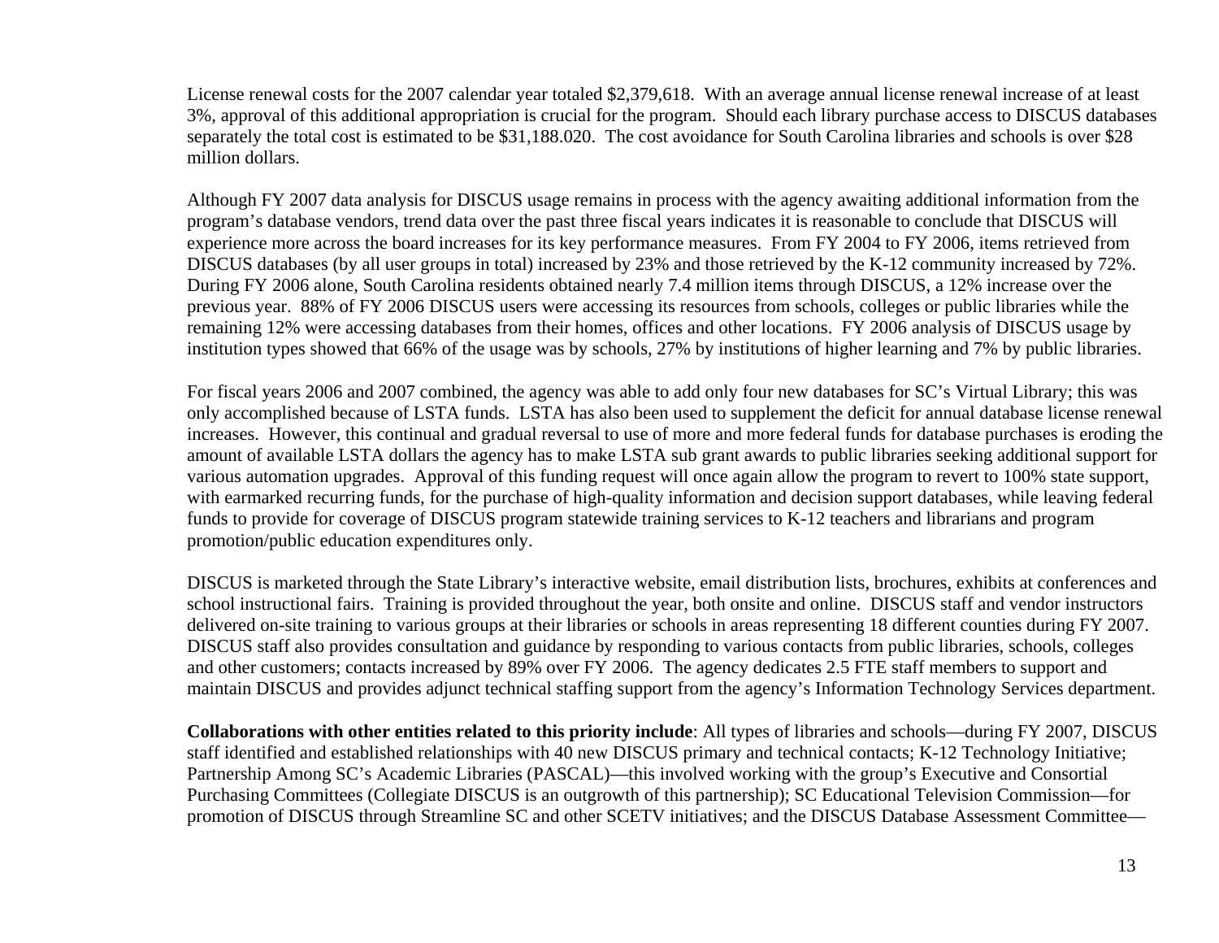License renewal costs for the 2007 calendar year totaled $2,379,618. With an average annual license renewal increase of at least 3%, approval of this additional appropriation is crucial for the program. Should each library purchase access to DISCUS databases separately the total cost is estimated to be $31,188.020. The cost avoidance for South Carolina libraries and schools is over $28 million dollars.

Although FY 2007 data analysis for DISCUS usage remains in process with the agency awaiting additional information from the program's database vendors, trend data over the past three fiscal years indicates it is reasonable to conclude that DISCUS will experience more across the board increases for its key performance measures. From FY 2004 to FY 2006, items retrieved from DISCUS databases (by all user groups in total) increased by 23% and those retrieved by the K-12 community increased by 72%. During FY 2006 alone, South Carolina residents obtained nearly 7.4 million items through DISCUS, a 12% increase over the previous year. 88% of FY 2006 DISCUS users were accessing its resources from schools, colleges or public libraries while the remaining 12% were accessing databases from their homes, offices and other locations. FY 2006 analysis of DISCUS usage by institution types showed that 66% of the usage was by schools, 27% by institutions of higher learning and 7% by public libraries.

For fiscal years 2006 and 2007 combined, the agency was able to add only four new databases for SC's Virtual Library; this was only accomplished because of LSTA funds. LSTA has also been used to supplement the deficit for annual database license renewal increases. However, this continual and gradual reversal to use of more and more federal funds for database purchases is eroding the amount of available LSTA dollars the agency has to make LSTA sub grant awards to public libraries seeking additional support for various automation upgrades. Approval of this funding request will once again allow the program to revert to 100% state support, with earmarked recurring funds, for the purchase of high-quality information and decision support databases, while leaving federal funds to provide for coverage of DISCUS program statewide training services to K-12 teachers and librarians and program promotion/public education expenditures only.

DISCUS is marketed through the State Library's interactive website, email distribution lists, brochures, exhibits at conferences and school instructional fairs. Training is provided throughout the year, both onsite and online. DISCUS staff and vendor instructors delivered on-site training to various groups at their libraries or schools in areas representing 18 different counties during FY 2007. DISCUS staff also provides consultation and guidance by responding to various contacts from public libraries, schools, colleges and other customers; contacts increased by 89% over FY 2006. The agency dedicates 2.5 FTE staff members to support and maintain DISCUS and provides adjunct technical staffing support from the agency's Information Technology Services department.

**Collaborations with other entities related to this priority include**: All types of libraries and schools—during FY 2007, DISCUS staff identified and established relationships with 40 new DISCUS primary and technical contacts; K-12 Technology Initiative; Partnership Among SC's Academic Libraries (PASCAL)—this involved working with the group's Executive and Consortial Purchasing Committees (Collegiate DISCUS is an outgrowth of this partnership); SC Educational Television Commission—for promotion of DISCUS through Streamline SC and other SCETV initiatives; and the DISCUS Database Assessment Committee—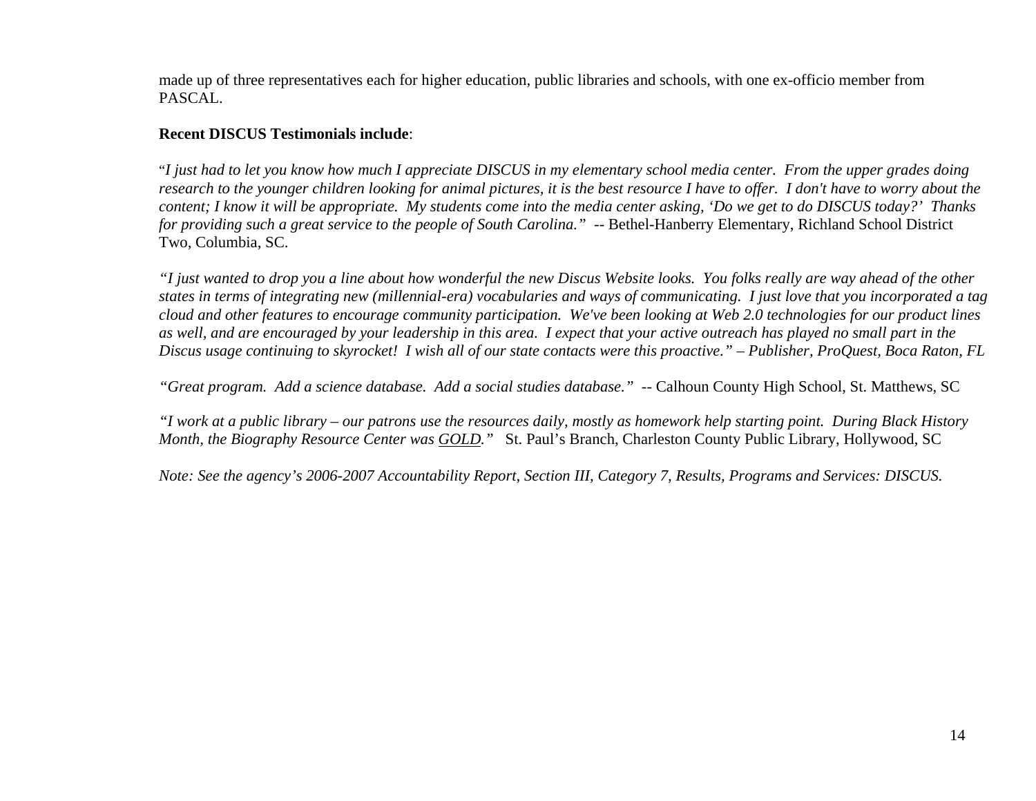made up of three representatives each for higher education, public libraries and schools, with one ex-officio member from PASCAL.

**Recent DISCUS Testimonials include**:

"*I just had to let you know how much I appreciate DISCUS in my elementary school media center. From the upper grades doing research to the younger children looking for animal pictures, it is the best resource I have to offer. I don't have to worry about the content; I know it will be appropriate. My students come into the media center asking, 'Do we get to do DISCUS today?' Thanks for providing such a great service to the people of South Carolina."* -- Bethel-Hanberry Elementary, Richland School District Two, Columbia, SC.

*"I just wanted to drop you a line about how wonderful the new Discus Website looks. You folks really are way ahead of the other states in terms of integrating new (millennial-era) vocabularies and ways of communicating. I just love that you incorporated a tag cloud and other features to encourage community participation. We've been looking at Web 2.0 technologies for our product lines as well, and are encouraged by your leadership in this area. I expect that your active outreach has played no small part in the Discus usage continuing to skyrocket! I wish all of our state contacts were this proactive." – Publisher, ProQuest, Boca Raton, FL*

*"Great program. Add a science database. Add a social studies database."* -- Calhoun County High School, St. Matthews, SC

*"I work at a public library – our patrons use the resources daily, mostly as homework help starting point. During Black History Month, the Biography Resource Center was <u>GOLD</u>."* St. Paul's Branch, Charleston County Public Library, Hollywood, SC

*Note: See the agency's 2006-2007 Accountability Report, Section III, Category 7, Results, Programs and Services: DISCUS.*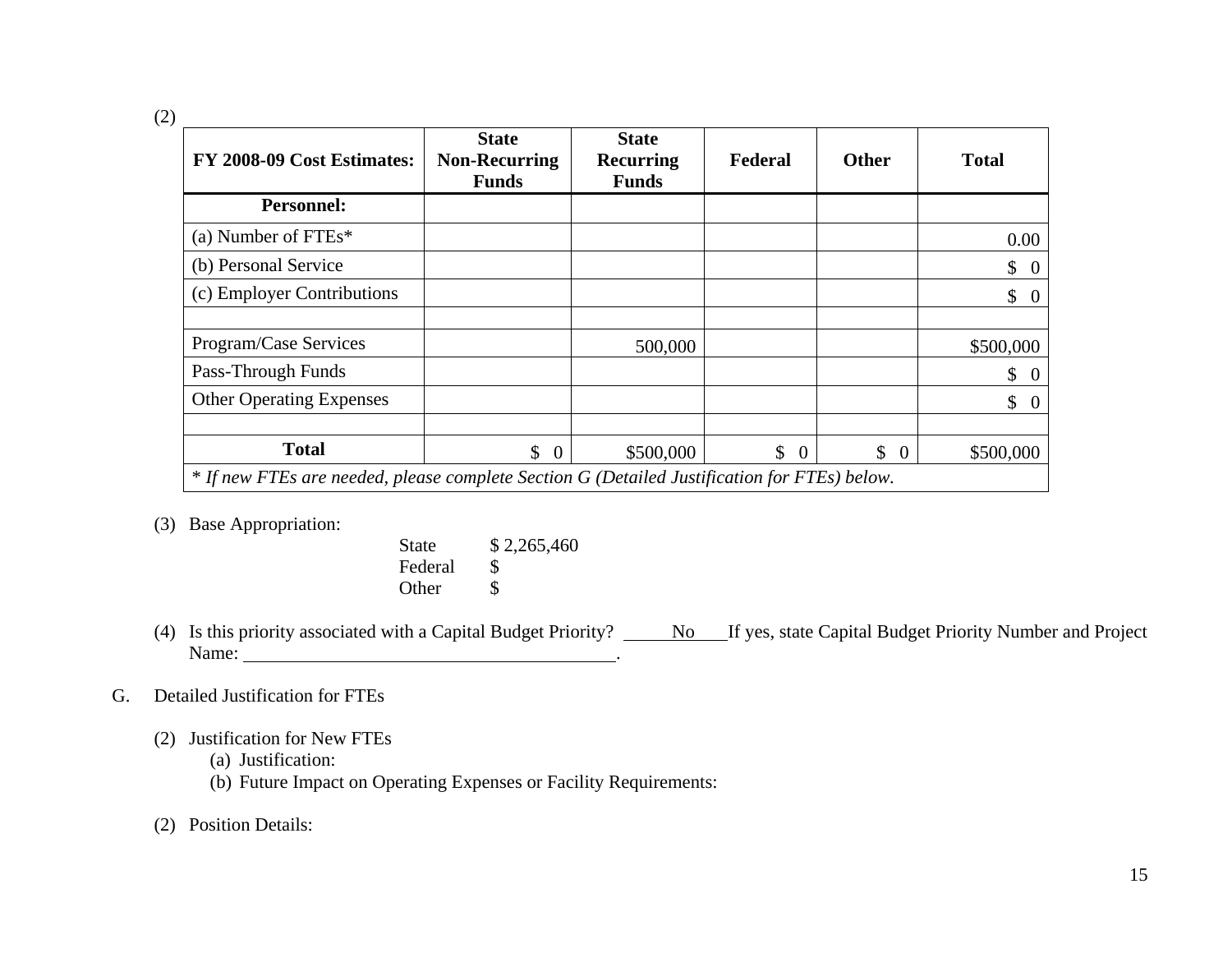(2)

| FY 2008-09 Cost Estimates: | State Non-Recurring Funds | State Recurring Funds | Federal | Other | Total |
|---|---|---|---|---|---|
| **Personnel:** | | | | | |
| (a) Number of FTEs* | | | | | 0.00 |
| (b) Personal Service | | | | | $ 0 |
| (c) Employer Contributions | | | | | $ 0 |
| | | | | | |
| Program/Case Services | | 500,000 | | | $500,000 |
| Pass-Through Funds | | | | | $ 0 |
| Other Operating Expenses | | | | | $ 0 |
| | | | | | |
| **Total** | $ 0 | $500,000 | $ 0 | $ 0 | $500,000 |

*\* If new FTEs are needed, please complete Section G (Detailed Justification for FTEs) below.*

(3) Base Appropriation:

State $ 2,265,460
Federal $
Other $

(4) Is this priority associated with a Capital Budget Priority? No If yes, state Capital Budget Priority Number and Project Name: ________________.

G. Detailed Justification for FTEs

(2) Justification for New FTEs
  (a) Justification:
  (b) Future Impact on Operating Expenses or Facility Requirements:

(2) Position Details: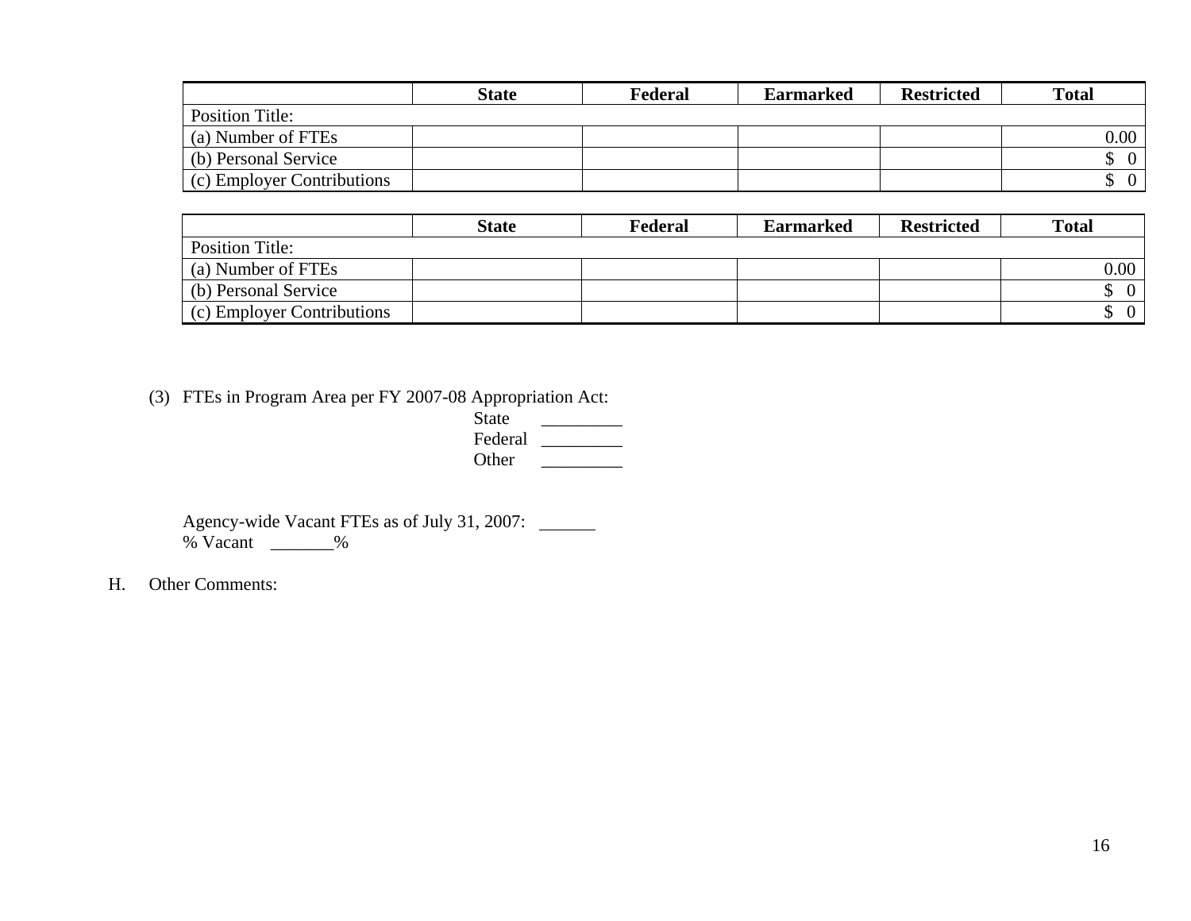| | State | Federal | Earmarked | Restricted | Total |
|---|---|---|---|---|---|
| Position Title: | | | | | |
| (a) Number of FTEs | | | | | 0.00 |
| (b) Personal Service | | | | | $ 0 |
| (c) Employer Contributions | | | | | $ 0 |

| | State | Federal | Earmarked | Restricted | Total |
|---|---|---|---|---|---|
| Position Title: | | | | | |
| (a) Number of FTEs | | | | | 0.00 |
| (b) Personal Service | | | | | $ 0 |
| (c) Employer Contributions | | | | | $ 0 |

(3) FTEs in Program Area per FY 2007-08 Appropriation Act:

State _________
Federal _________
Other _________

Agency-wide Vacant FTEs as of July 31, 2007: ______
% Vacant _______%

H. Other Comments: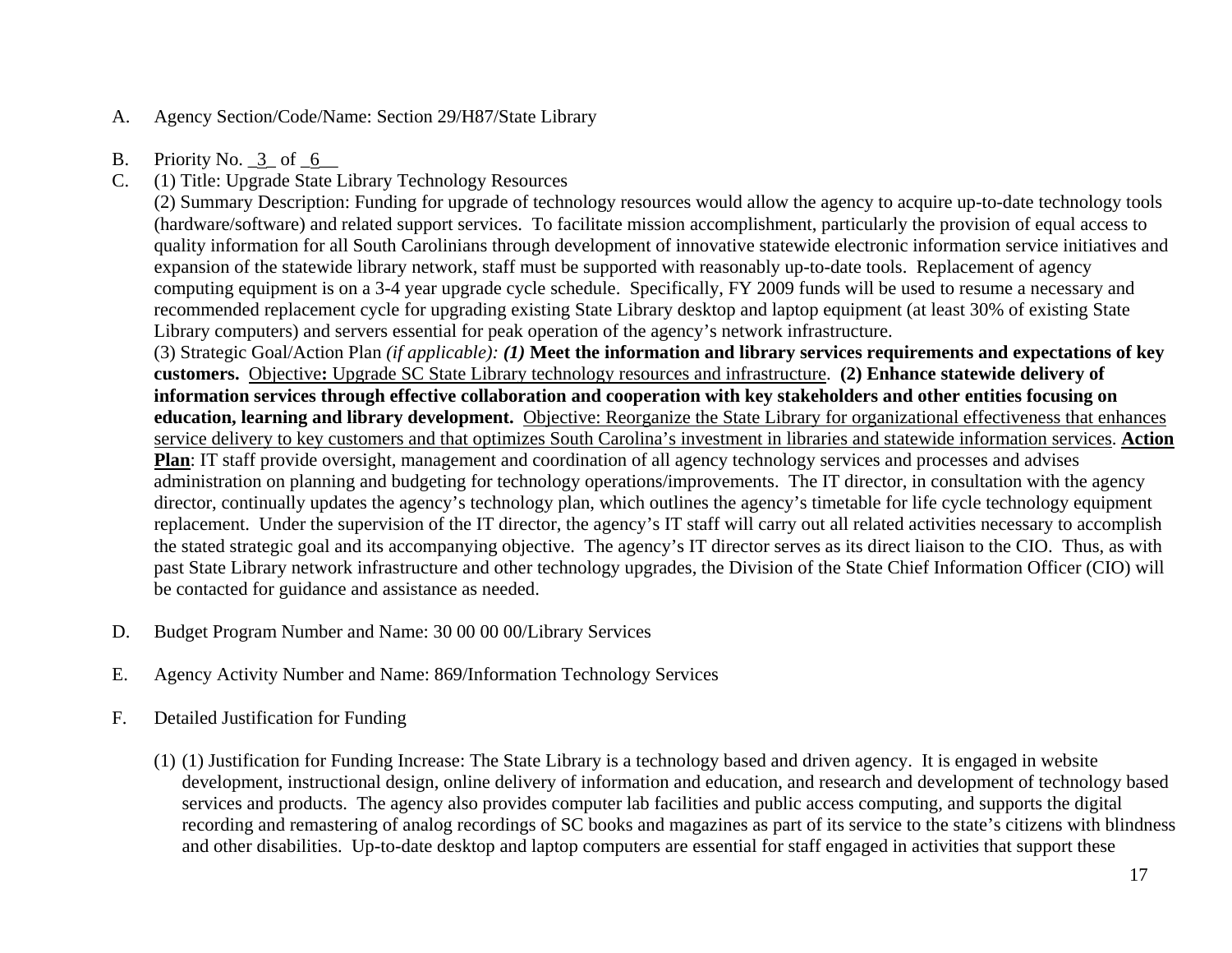A. Agency Section/Code/Name: Section 29/H87/State Library

B. Priority No. _3_ of _6__

C. (1) Title: Upgrade State Library Technology Resources

(2) Summary Description: Funding for upgrade of technology resources would allow the agency to acquire up-to-date technology tools (hardware/software) and related support services. To facilitate mission accomplishment, particularly the provision of equal access to quality information for all South Carolinians through development of innovative statewide electronic information service initiatives and expansion of the statewide library network, staff must be supported with reasonably up-to-date tools. Replacement of agency computing equipment is on a 3-4 year upgrade cycle schedule. Specifically, FY 2009 funds will be used to resume a necessary and recommended replacement cycle for upgrading existing State Library desktop and laptop equipment (at least 30% of existing State Library computers) and servers essential for peak operation of the agency's network infrastructure.

(3) Strategic Goal/Action Plan *(if applicable):* ***(1)*** **Meet the information and library services requirements and expectations of key customers.** Objective**:** Upgrade SC State Library technology resources and infrastructure. **(2) Enhance statewide delivery of information services through effective collaboration and cooperation with key stakeholders and other entities focusing on education, learning and library development.** Objective: Reorganize the State Library for organizational effectiveness that enhances service delivery to key customers and that optimizes South Carolina's investment in libraries and statewide information services. **Action Plan**: IT staff provide oversight, management and coordination of all agency technology services and processes and advises administration on planning and budgeting for technology operations/improvements. The IT director, in consultation with the agency director, continually updates the agency's technology plan, which outlines the agency's timetable for life cycle technology equipment replacement. Under the supervision of the IT director, the agency's IT staff will carry out all related activities necessary to accomplish the stated strategic goal and its accompanying objective. The agency's IT director serves as its direct liaison to the CIO. Thus, as with past State Library network infrastructure and other technology upgrades, the Division of the State Chief Information Officer (CIO) will be contacted for guidance and assistance as needed.

D. Budget Program Number and Name: 30 00 00 00/Library Services

E. Agency Activity Number and Name: 869/Information Technology Services

F. Detailed Justification for Funding

(1) (1) Justification for Funding Increase: The State Library is a technology based and driven agency. It is engaged in website development, instructional design, online delivery of information and education, and research and development of technology based services and products. The agency also provides computer lab facilities and public access computing, and supports the digital recording and remastering of analog recordings of SC books and magazines as part of its service to the state's citizens with blindness and other disabilities. Up-to-date desktop and laptop computers are essential for staff engaged in activities that support these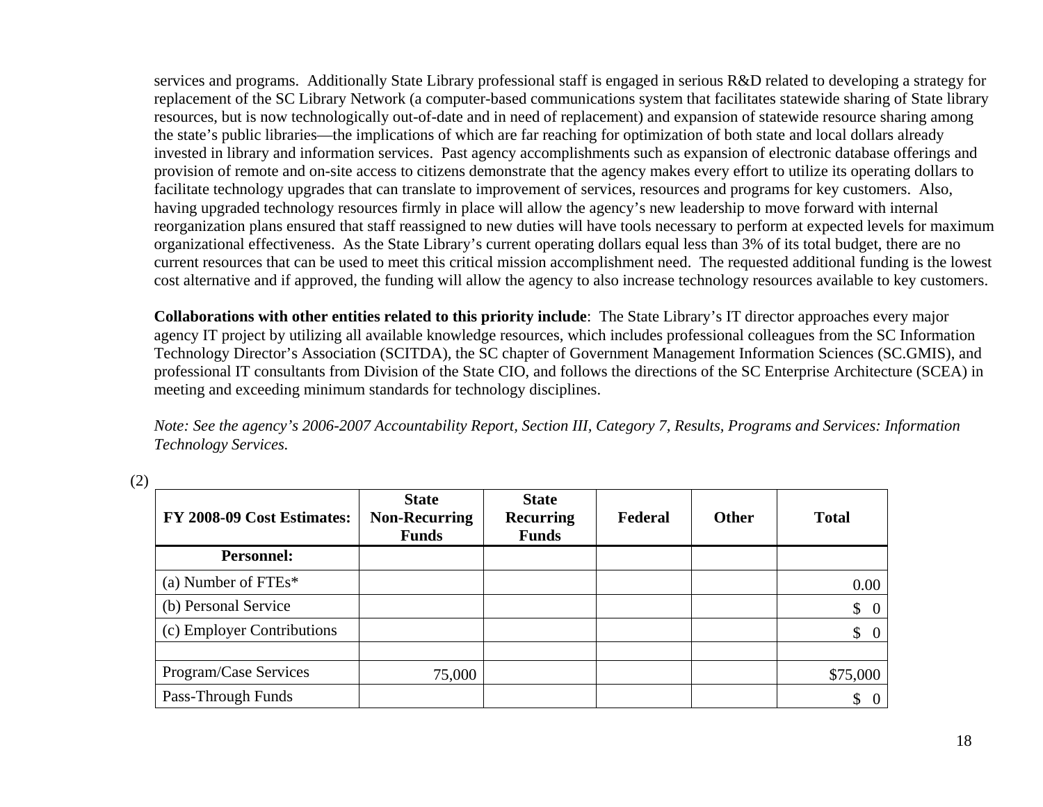services and programs. Additionally State Library professional staff is engaged in serious R&D related to developing a strategy for replacement of the SC Library Network (a computer-based communications system that facilitates statewide sharing of State library resources, but is now technologically out-of-date and in need of replacement) and expansion of statewide resource sharing among the state's public libraries—the implications of which are far reaching for optimization of both state and local dollars already invested in library and information services. Past agency accomplishments such as expansion of electronic database offerings and provision of remote and on-site access to citizens demonstrate that the agency makes every effort to utilize its operating dollars to facilitate technology upgrades that can translate to improvement of services, resources and programs for key customers. Also, having upgraded technology resources firmly in place will allow the agency's new leadership to move forward with internal reorganization plans ensured that staff reassigned to new duties will have tools necessary to perform at expected levels for maximum organizational effectiveness. As the State Library's current operating dollars equal less than 3% of its total budget, there are no current resources that can be used to meet this critical mission accomplishment need. The requested additional funding is the lowest cost alternative and if approved, the funding will allow the agency to also increase technology resources available to key customers.

**Collaborations with other entities related to this priority include**: The State Library's IT director approaches every major agency IT project by utilizing all available knowledge resources, which includes professional colleagues from the SC Information Technology Director's Association (SCITDA), the SC chapter of Government Management Information Sciences (SC.GMIS), and professional IT consultants from Division of the State CIO, and follows the directions of the SC Enterprise Architecture (SCEA) in meeting and exceeding minimum standards for technology disciplines.

*Note: See the agency's 2006-2007 Accountability Report, Section III, Category 7, Results, Programs and Services: Information Technology Services.*

(2)

| FY 2008-09 Cost Estimates: | State Non-Recurring Funds | State Recurring Funds | Federal | Other | Total |
|---|---|---|---|---|---|
| **Personnel:** | | | | | |
| (a) Number of FTEs* | | | | | 0.00 |
| (b) Personal Service | | | | | $ 0 |
| (c) Employer Contributions | | | | | $ 0 |
| | | | | | |
| Program/Case Services | 75,000 | | | | $75,000 |
| Pass-Through Funds | | | | | $ 0 |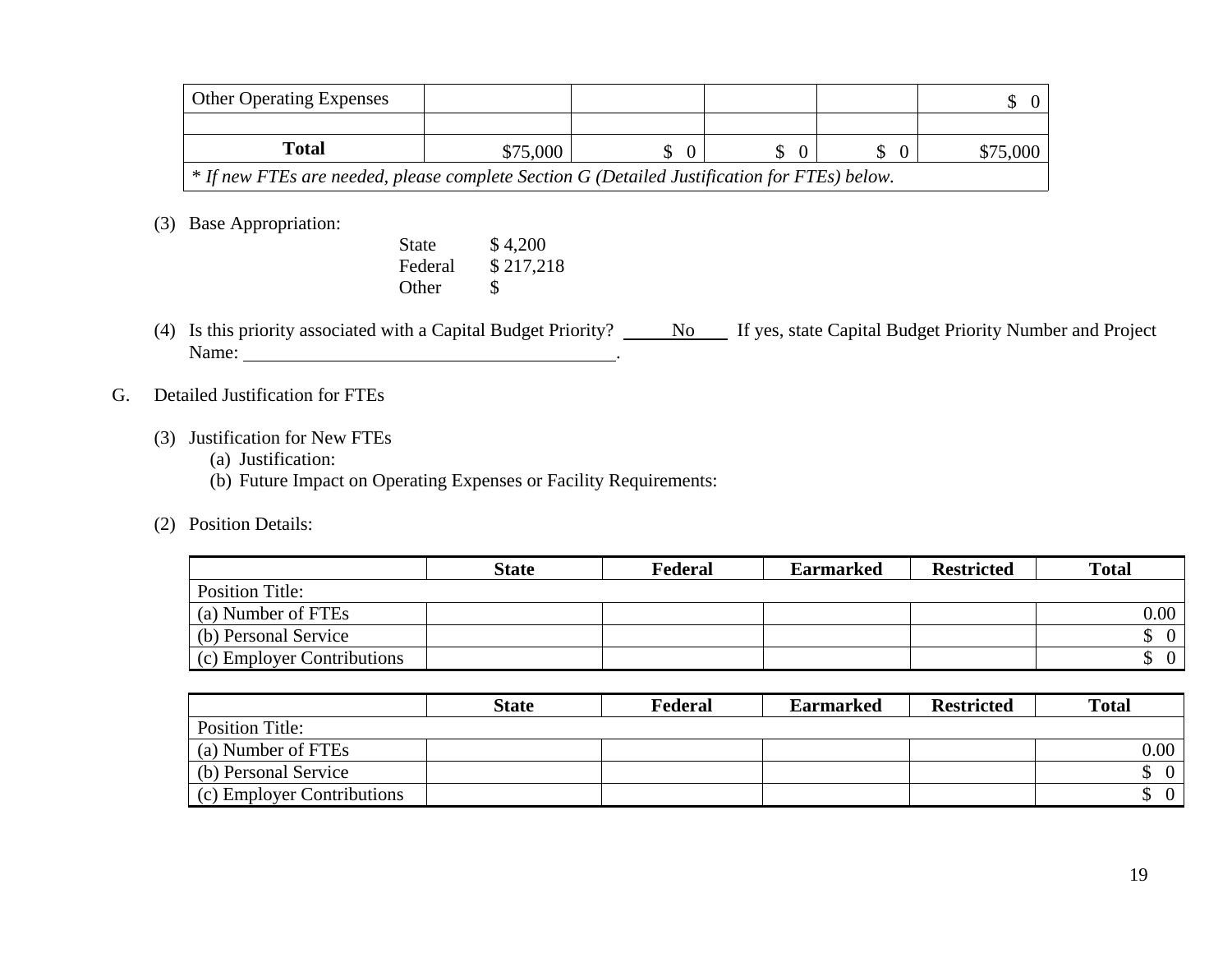| Other Operating Expenses | | | | | $ 0 |
|---|---|---|---|---|---|
| | | | | | |
| **Total** | $75,000 | $ 0 | $ 0 | $ 0 | $75,000 |

*\* If new FTEs are needed, please complete Section G (Detailed Justification for FTEs) below.*

(3) Base Appropriation:

| | |
|---|---|
| State | $ 4,200 |
| Federal | $ 217,218 |
| Other | $ |

(4) Is this priority associated with a Capital Budget Priority? No If yes, state Capital Budget Priority Number and Project Name: ______________________.

G. Detailed Justification for FTEs

(3) Justification for New FTEs
  (a) Justification:
  (b) Future Impact on Operating Expenses or Facility Requirements:

(2) Position Details:

| | State | Federal | Earmarked | Restricted | Total |
|---|---|---|---|---|---|
| Position Title: | | | | | |
| (a) Number of FTEs | | | | | 0.00 |
| (b) Personal Service | | | | | $ 0 |
| (c) Employer Contributions | | | | | $ 0 |

| | State | Federal | Earmarked | Restricted | Total |
|---|---|---|---|---|---|
| Position Title: | | | | | |
| (a) Number of FTEs | | | | | 0.00 |
| (b) Personal Service | | | | | $ 0 |
| (c) Employer Contributions | | | | | $ 0 |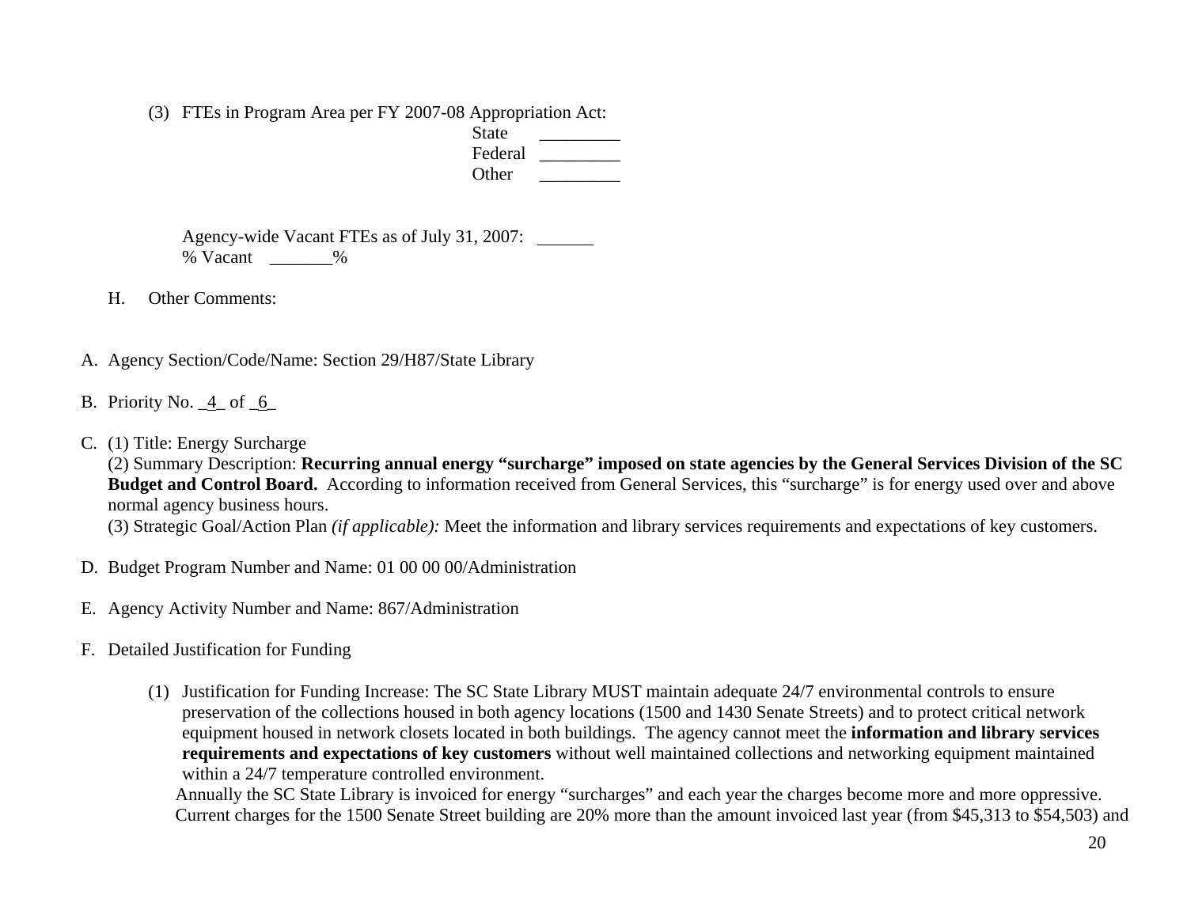(3) FTEs in Program Area per FY 2007-08 Appropriation Act:

State _________
Federal _________
Other _________

Agency-wide Vacant FTEs as of July 31, 2007: ______
% Vacant _______%

H. Other Comments:

A. Agency Section/Code/Name: Section 29/H87/State Library

B. Priority No. _4_ of _6_

C. (1) Title: Energy Surcharge
(2) Summary Description: **Recurring annual energy "surcharge" imposed on state agencies by the General Services Division of the SC Budget and Control Board.** According to information received from General Services, this "surcharge" is for energy used over and above normal agency business hours.
(3) Strategic Goal/Action Plan *(if applicable):* Meet the information and library services requirements and expectations of key customers.

D. Budget Program Number and Name: 01 00 00 00/Administration

E. Agency Activity Number and Name: 867/Administration

F. Detailed Justification for Funding

(1) Justification for Funding Increase: The SC State Library MUST maintain adequate 24/7 environmental controls to ensure preservation of the collections housed in both agency locations (1500 and 1430 Senate Streets) and to protect critical network equipment housed in network closets located in both buildings. The agency cannot meet the **information and library services requirements and expectations of key customers** without well maintained collections and networking equipment maintained within a 24/7 temperature controlled environment.
Annually the SC State Library is invoiced for energy "surcharges" and each year the charges become more and more oppressive. Current charges for the 1500 Senate Street building are 20% more than the amount invoiced last year (from $45,313 to $54,503) and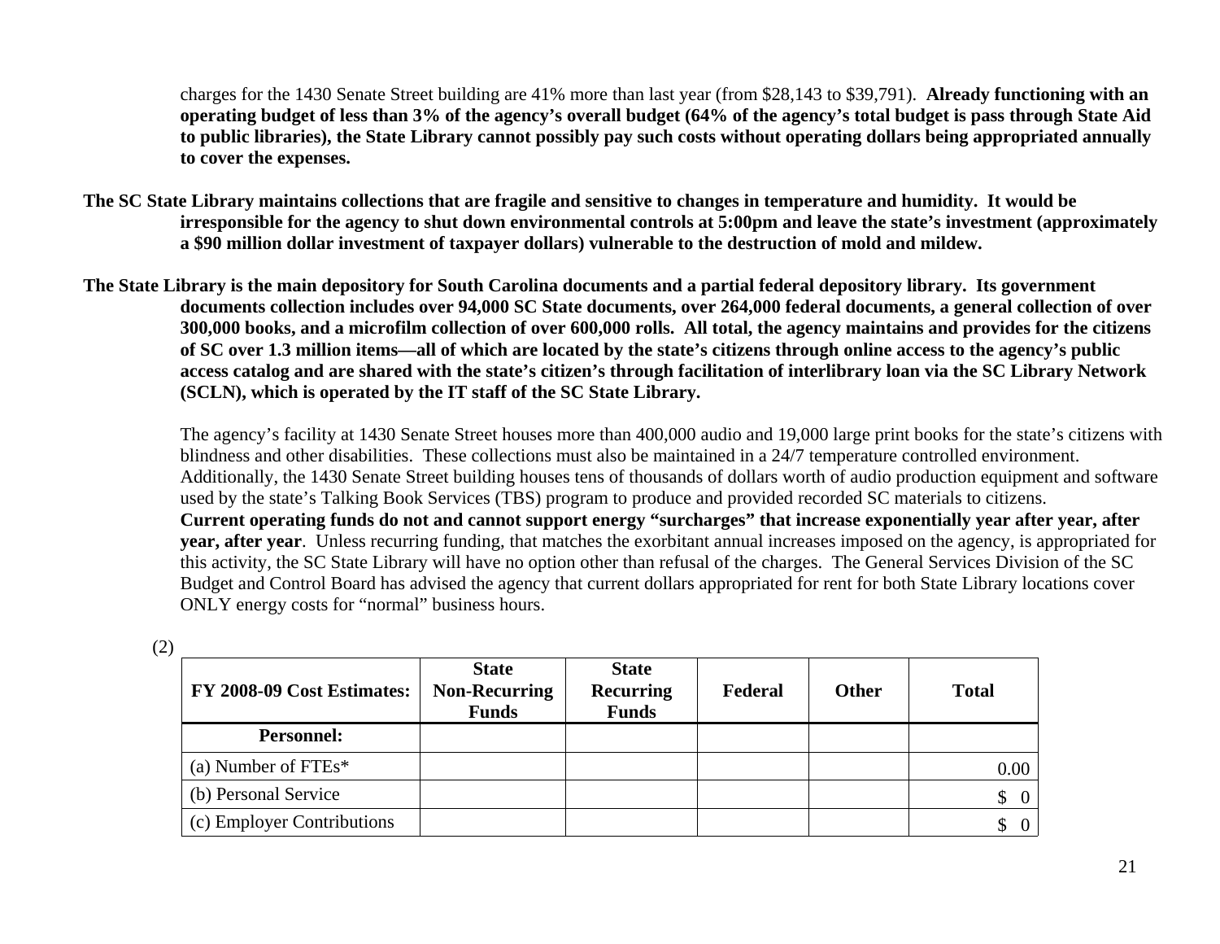charges for the 1430 Senate Street building are 41% more than last year (from $28,143 to $39,791). **Already functioning with an operating budget of less than 3% of the agency's overall budget (64% of the agency's total budget is pass through State Aid to public libraries), the State Library cannot possibly pay such costs without operating dollars being appropriated annually to cover the expenses.**

**The SC State Library maintains collections that are fragile and sensitive to changes in temperature and humidity. It would be irresponsible for the agency to shut down environmental controls at 5:00pm and leave the state's investment (approximately a $90 million dollar investment of taxpayer dollars) vulnerable to the destruction of mold and mildew.**

**The State Library is the main depository for South Carolina documents and a partial federal depository library. Its government documents collection includes over 94,000 SC State documents, over 264,000 federal documents, a general collection of over 300,000 books, and a microfilm collection of over 600,000 rolls. All total, the agency maintains and provides for the citizens of SC over 1.3 million items—all of which are located by the state's citizens through online access to the agency's public access catalog and are shared with the state's citizen's through facilitation of interlibrary loan via the SC Library Network (SCLN), which is operated by the IT staff of the SC State Library.**

The agency's facility at 1430 Senate Street houses more than 400,000 audio and 19,000 large print books for the state's citizens with blindness and other disabilities. These collections must also be maintained in a 24/7 temperature controlled environment. Additionally, the 1430 Senate Street building houses tens of thousands of dollars worth of audio production equipment and software used by the state's Talking Book Services (TBS) program to produce and provided recorded SC materials to citizens. **Current operating funds do not and cannot support energy "surcharges" that increase exponentially year after year, after year, after year**. Unless recurring funding, that matches the exorbitant annual increases imposed on the agency, is appropriated for this activity, the SC State Library will have no option other than refusal of the charges. The General Services Division of the SC Budget and Control Board has advised the agency that current dollars appropriated for rent for both State Library locations cover ONLY energy costs for "normal" business hours.

(2)

| FY 2008-09 Cost Estimates: | State Non-Recurring Funds | State Recurring Funds | Federal | Other | Total |
|---|---|---|---|---|---|
| **Personnel:** | | | | | |
| (a) Number of FTEs* | | | | | 0.00 |
| (b) Personal Service | | | | | $ 0 |
| (c) Employer Contributions | | | | | $ 0 |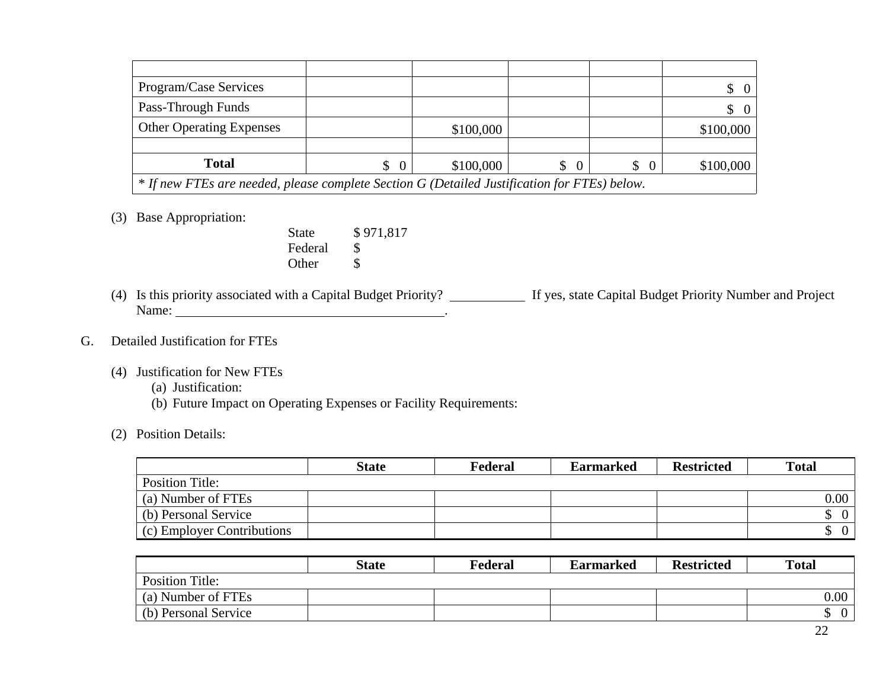| | | | | | |
|---|---|---|---|---|---|
| Program/Case Services | | | | | $ 0 |
| Pass-Through Funds | | | | | $ 0 |
| Other Operating Expenses | | $100,000 | | | $100,000 |
| | | | | | |
| **Total** | $ 0 | $100,000 | $ 0 | $ 0 | $100,000 |
| *\* If new FTEs are needed, please complete Section G (Detailed Justification for FTEs) below.* | | | | | |

(3) Base Appropriation:

State $ 971,817
Federal $
Other $

(4) Is this priority associated with a Capital Budget Priority? \_\_\_\_\_\_\_\_\_\_\_ If yes, state Capital Budget Priority Number and Project Name: \_\_\_\_\_\_\_\_\_\_\_\_\_\_\_\_\_\_\_\_\_\_\_\_\_\_\_\_\_\_\_\_\_\_\_\_\_\_\_\_.

G. Detailed Justification for FTEs

(4) Justification for New FTEs
(a) Justification:
(b) Future Impact on Operating Expenses or Facility Requirements:

(2) Position Details:

| | **State** | **Federal** | **Earmarked** | **Restricted** | **Total** |
|---|---|---|---|---|---|
| Position Title: | | | | | |
| (a) Number of FTEs | | | | | 0.00 |
| (b) Personal Service | | | | | $ 0 |
| (c) Employer Contributions | | | | | $ 0 |

| | **State** | **Federal** | **Earmarked** | **Restricted** | **Total** |
|---|---|---|---|---|---|
| Position Title: | | | | | |
| (a) Number of FTEs | | | | | 0.00 |
| (b) Personal Service | | | | | $ 0 |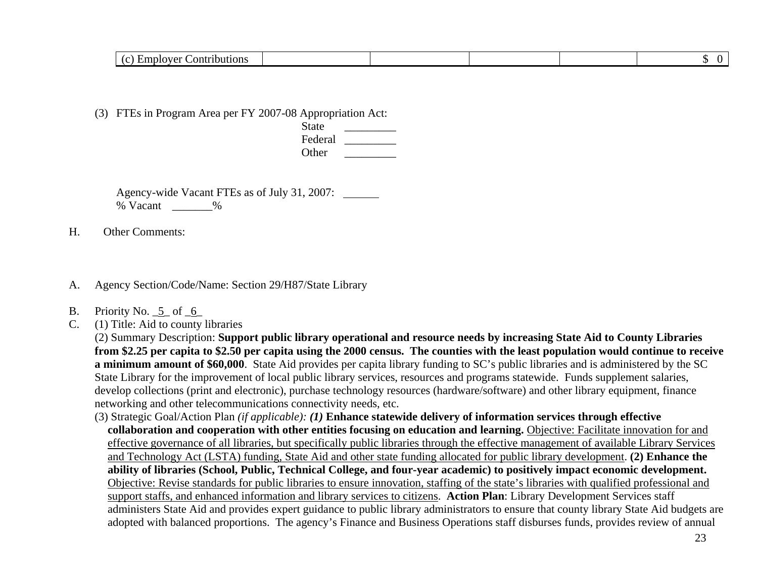| (c) Employer Contributions | | | | | $ 0 |
|---|---|---|---|---|---|

(3) FTEs in Program Area per FY 2007-08 Appropriation Act:

State _________
Federal _________
Other _________

Agency-wide Vacant FTEs as of July 31, 2007: ______
% Vacant _______%

H. Other Comments:

A. Agency Section/Code/Name: Section 29/H87/State Library

B. Priority No. _5_ of _6_

C. (1) Title: Aid to county libraries

(2) Summary Description: **Support public library operational and resource needs by increasing State Aid to County Libraries from $2.25 per capita to $2.50 per capita using the 2000 census. The counties with the least population would continue to receive a minimum amount of $60,000**. State Aid provides per capita library funding to SC's public libraries and is administered by the SC State Library for the improvement of local public library services, resources and programs statewide. Funds supplement salaries, develop collections (print and electronic), purchase technology resources (hardware/software) and other library equipment, finance networking and other telecommunications connectivity needs, etc.

(3) Strategic Goal/Action Plan *(if applicable):* ***(1)*** **Enhance statewide delivery of information services through effective collaboration and cooperation with other entities focusing on education and learning.** <u>Objective: Facilitate innovation for and effective governance of all libraries, but specifically public libraries through the effective management of available Library Services and Technology Act (LSTA) funding, State Aid and other state funding allocated for public library development</u>. **(2) Enhance the ability of libraries (School, Public, Technical College, and four-year academic) to positively impact economic development.** <u>Objective: Revise standards for public libraries to ensure innovation, staffing of the state's libraries with qualified professional and support staffs, and enhanced information and library services to citizens</u>. **Action Plan**: Library Development Services staff administers State Aid and provides expert guidance to public library administrators to ensure that county library State Aid budgets are adopted with balanced proportions. The agency's Finance and Business Operations staff disburses funds, provides review of annual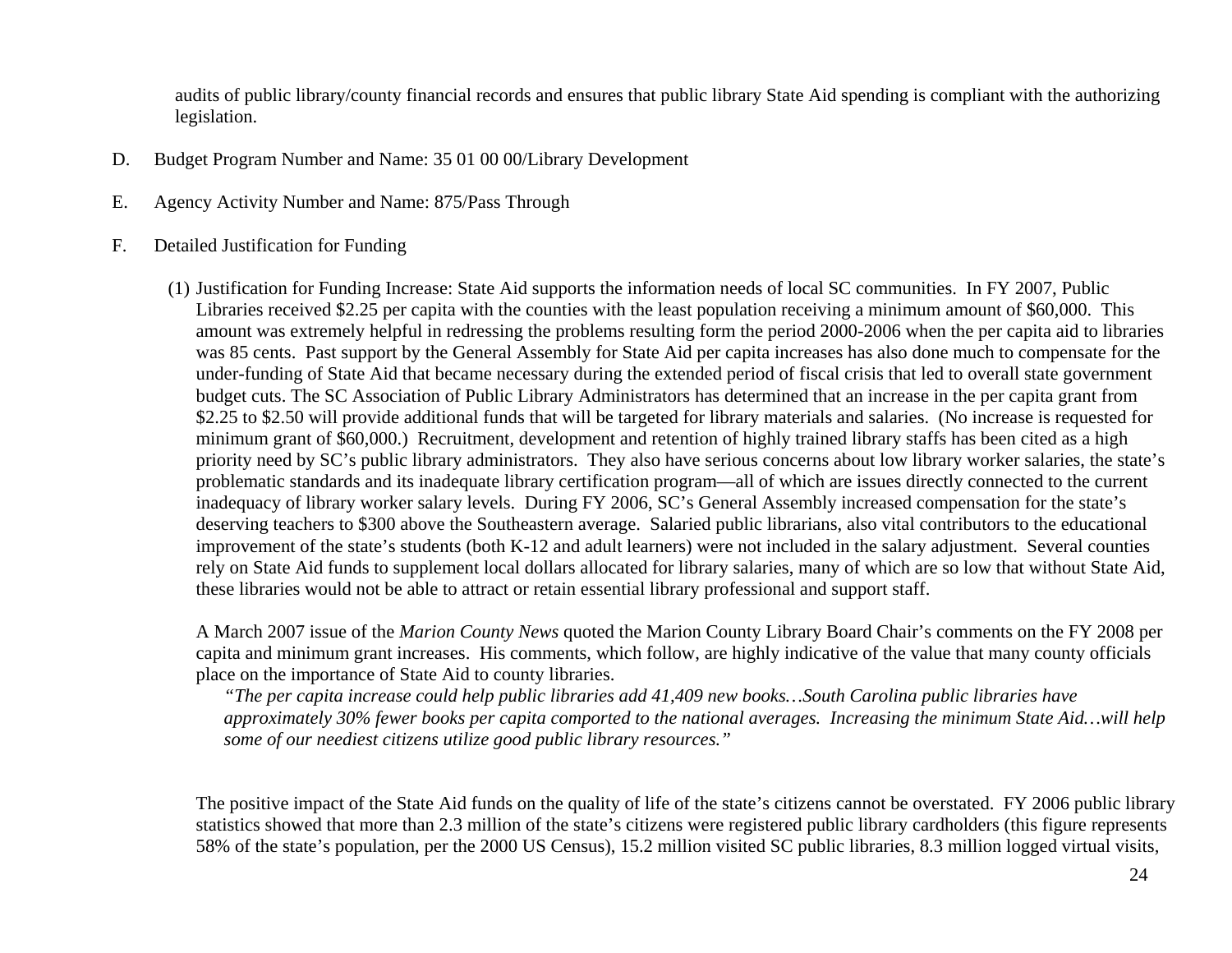audits of public library/county financial records and ensures that public library State Aid spending is compliant with the authorizing legislation.

D. Budget Program Number and Name: 35 01 00 00/Library Development

E. Agency Activity Number and Name: 875/Pass Through

F. Detailed Justification for Funding

(1) Justification for Funding Increase: State Aid supports the information needs of local SC communities. In FY 2007, Public Libraries received $2.25 per capita with the counties with the least population receiving a minimum amount of $60,000. This amount was extremely helpful in redressing the problems resulting form the period 2000-2006 when the per capita aid to libraries was 85 cents. Past support by the General Assembly for State Aid per capita increases has also done much to compensate for the under-funding of State Aid that became necessary during the extended period of fiscal crisis that led to overall state government budget cuts. The SC Association of Public Library Administrators has determined that an increase in the per capita grant from $2.25 to $2.50 will provide additional funds that will be targeted for library materials and salaries. (No increase is requested for minimum grant of $60,000.) Recruitment, development and retention of highly trained library staffs has been cited as a high priority need by SC's public library administrators. They also have serious concerns about low library worker salaries, the state's problematic standards and its inadequate library certification program—all of which are issues directly connected to the current inadequacy of library worker salary levels. During FY 2006, SC's General Assembly increased compensation for the state's deserving teachers to $300 above the Southeastern average. Salaried public librarians, also vital contributors to the educational improvement of the state's students (both K-12 and adult learners) were not included in the salary adjustment. Several counties rely on State Aid funds to supplement local dollars allocated for library salaries, many of which are so low that without State Aid, these libraries would not be able to attract or retain essential library professional and support staff.

A March 2007 issue of the *Marion County News* quoted the Marion County Library Board Chair's comments on the FY 2008 per capita and minimum grant increases. His comments, which follow, are highly indicative of the value that many county officials place on the importance of State Aid to county libraries.

> *"The per capita increase could help public libraries add 41,409 new books…South Carolina public libraries have approximately 30% fewer books per capita comported to the national averages. Increasing the minimum State Aid…will help some of our neediest citizens utilize good public library resources."*

The positive impact of the State Aid funds on the quality of life of the state's citizens cannot be overstated. FY 2006 public library statistics showed that more than 2.3 million of the state's citizens were registered public library cardholders (this figure represents 58% of the state's population, per the 2000 US Census), 15.2 million visited SC public libraries, 8.3 million logged virtual visits,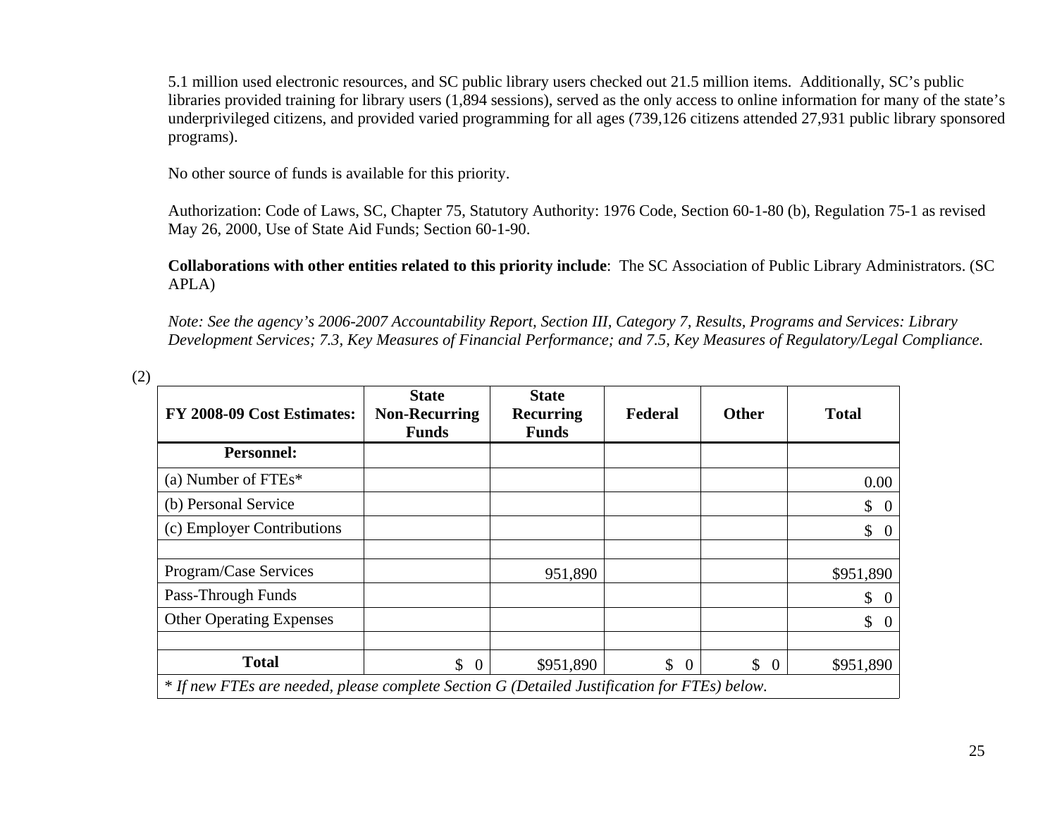5.1 million used electronic resources, and SC public library users checked out 21.5 million items. Additionally, SC's public libraries provided training for library users (1,894 sessions), served as the only access to online information for many of the state's underprivileged citizens, and provided varied programming for all ages (739,126 citizens attended 27,931 public library sponsored programs).

No other source of funds is available for this priority.

Authorization: Code of Laws, SC, Chapter 75, Statutory Authority: 1976 Code, Section 60-1-80 (b), Regulation 75-1 as revised May 26, 2000, Use of State Aid Funds; Section 60-1-90.

**Collaborations with other entities related to this priority include**: The SC Association of Public Library Administrators. (SC APLA)

*Note: See the agency's 2006-2007 Accountability Report, Section III, Category 7, Results, Programs and Services: Library Development Services; 7.3, Key Measures of Financial Performance; and 7.5, Key Measures of Regulatory/Legal Compliance.*

(2)

| FY 2008-09 Cost Estimates: | State Non-Recurring Funds | State Recurring Funds | Federal | Other | Total |
|---|---|---|---|---|---|
| **Personnel:** | | | | | |
| (a) Number of FTEs* | | | | | 0.00 |
| (b) Personal Service | | | | | $ 0 |
| (c) Employer Contributions | | | | | $ 0 |
| | | | | | |
| Program/Case Services | | 951,890 | | | $951,890 |
| Pass-Through Funds | | | | | $ 0 |
| Other Operating Expenses | | | | | $ 0 |
| | | | | | |
| **Total** | $ 0 | $951,890 | $ 0 | $ 0 | $951,890 |
| *\* If new FTEs are needed, please complete Section G (Detailed Justification for FTEs) below.* | | | | | |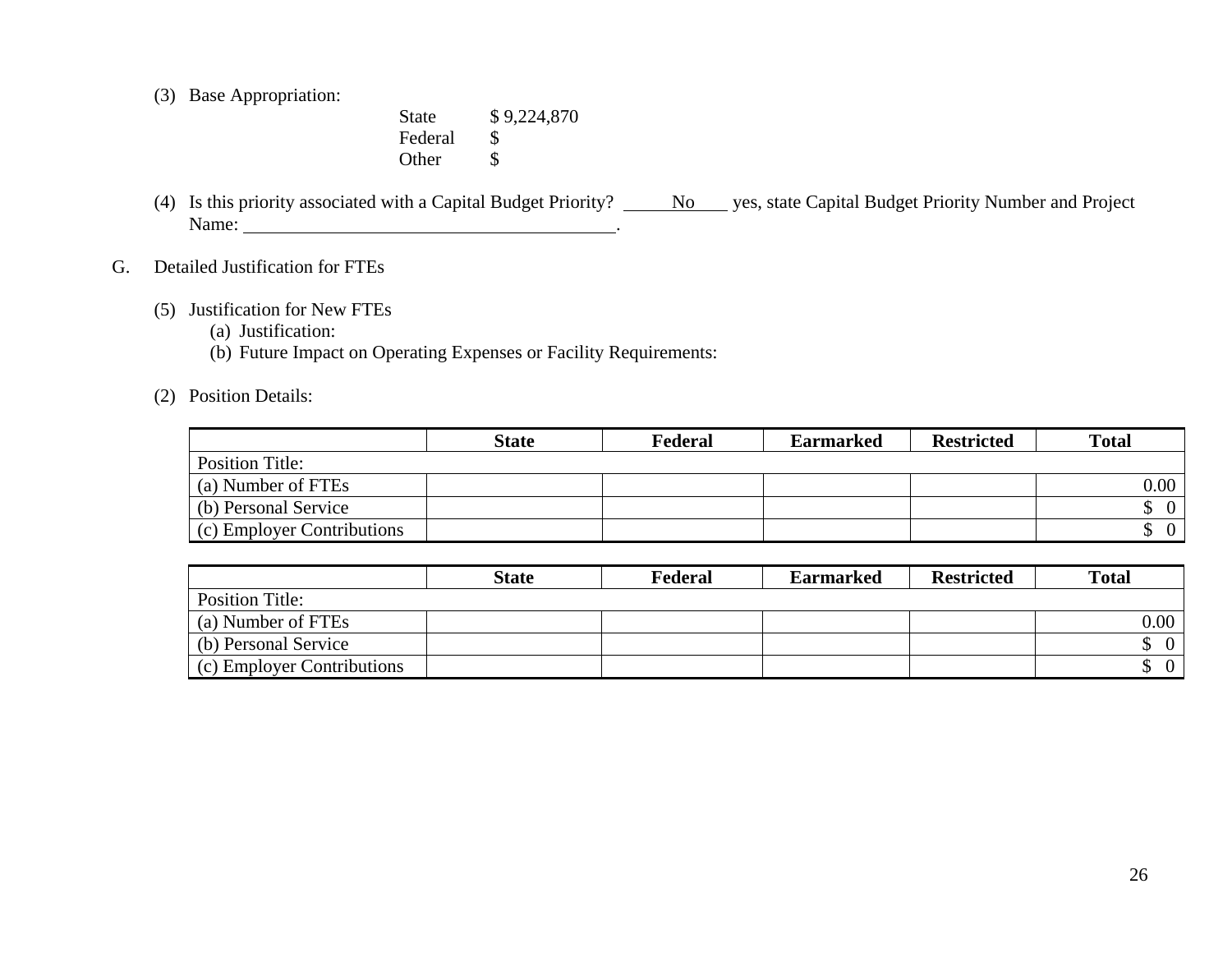(3) Base Appropriation:

| | |
|---|---|
| State | $ 9,224,870 |
| Federal | $ |
| Other | $ |

(4) Is this priority associated with a Capital Budget Priority? ______No____ yes, state Capital Budget Priority Number and Project Name: ________________________________________.

G. Detailed Justification for FTEs

(5) Justification for New FTEs
   (a) Justification:
   (b) Future Impact on Operating Expenses or Facility Requirements:

(2) Position Details:

| | State | Federal | Earmarked | Restricted | Total |
|---|---|---|---|---|---|
| Position Title: | | | | | |
| (a) Number of FTEs | | | | | 0.00 |
| (b) Personal Service | | | | | $ 0 |
| (c) Employer Contributions | | | | | $ 0 |

| | State | Federal | Earmarked | Restricted | Total |
|---|---|---|---|---|---|
| Position Title: | | | | | |
| (a) Number of FTEs | | | | | 0.00 |
| (b) Personal Service | | | | | $ 0 |
| (c) Employer Contributions | | | | | $ 0 |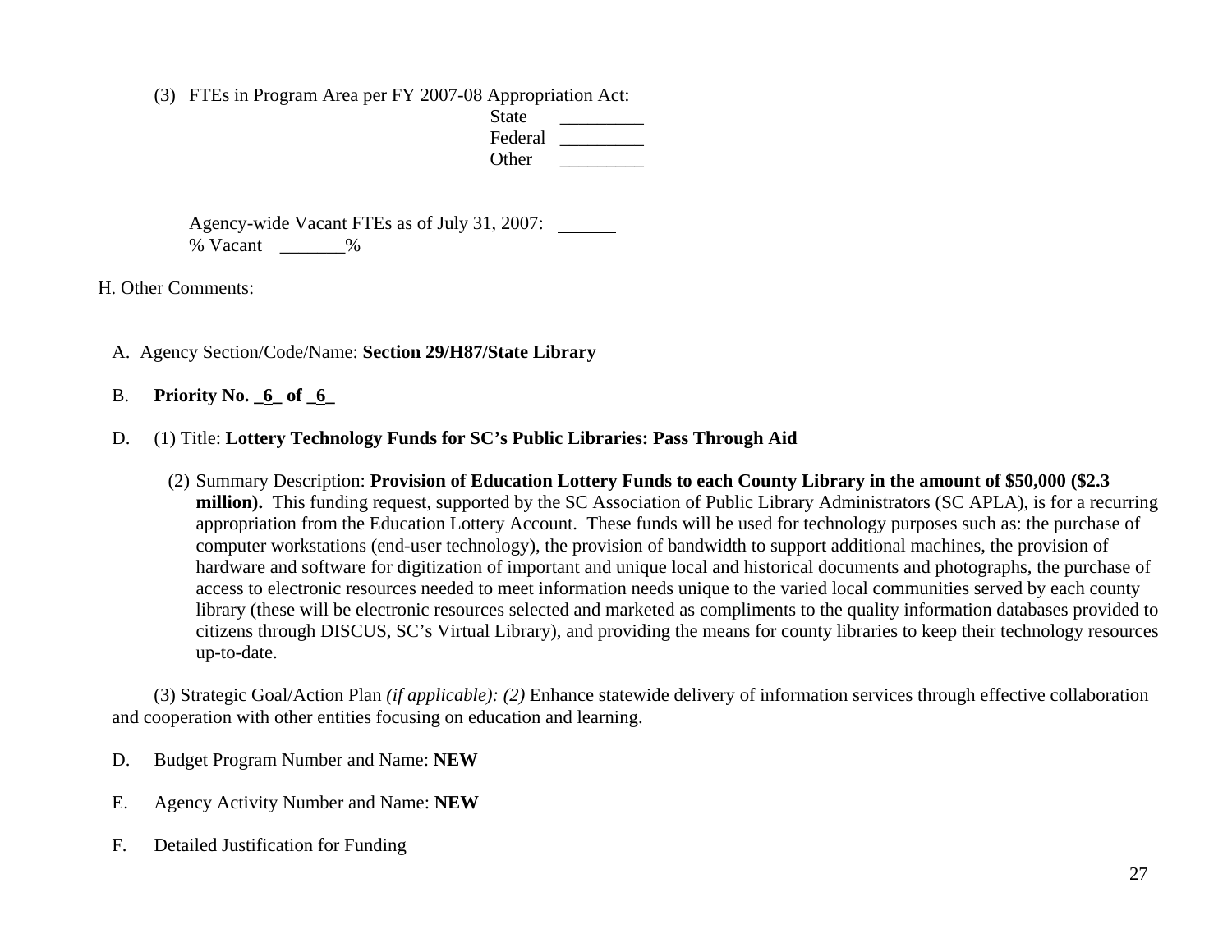(3) FTEs in Program Area per FY 2007-08 Appropriation Act:

State _________
Federal _________
Other _________

Agency-wide Vacant FTEs as of July 31, 2007: ______
% Vacant _______%

H. Other Comments:

A. Agency Section/Code/Name: **Section 29/H87/State Library**

B. **Priority No. _6_ of _6_**

D. (1) Title: **Lottery Technology Funds for SC's Public Libraries: Pass Through Aid**

(2) Summary Description: **Provision of Education Lottery Funds to each County Library in the amount of $50,000 ($2.3 million).** This funding request, supported by the SC Association of Public Library Administrators (SC APLA), is for a recurring appropriation from the Education Lottery Account. These funds will be used for technology purposes such as: the purchase of computer workstations (end-user technology), the provision of bandwidth to support additional machines, the provision of hardware and software for digitization of important and unique local and historical documents and photographs, the purchase of access to electronic resources needed to meet information needs unique to the varied local communities served by each county library (these will be electronic resources selected and marketed as compliments to the quality information databases provided to citizens through DISCUS, SC's Virtual Library), and providing the means for county libraries to keep their technology resources up-to-date.

(3) Strategic Goal/Action Plan *(if applicable): (2)* Enhance statewide delivery of information services through effective collaboration and cooperation with other entities focusing on education and learning.

D. Budget Program Number and Name: **NEW**

E. Agency Activity Number and Name: **NEW**

F. Detailed Justification for Funding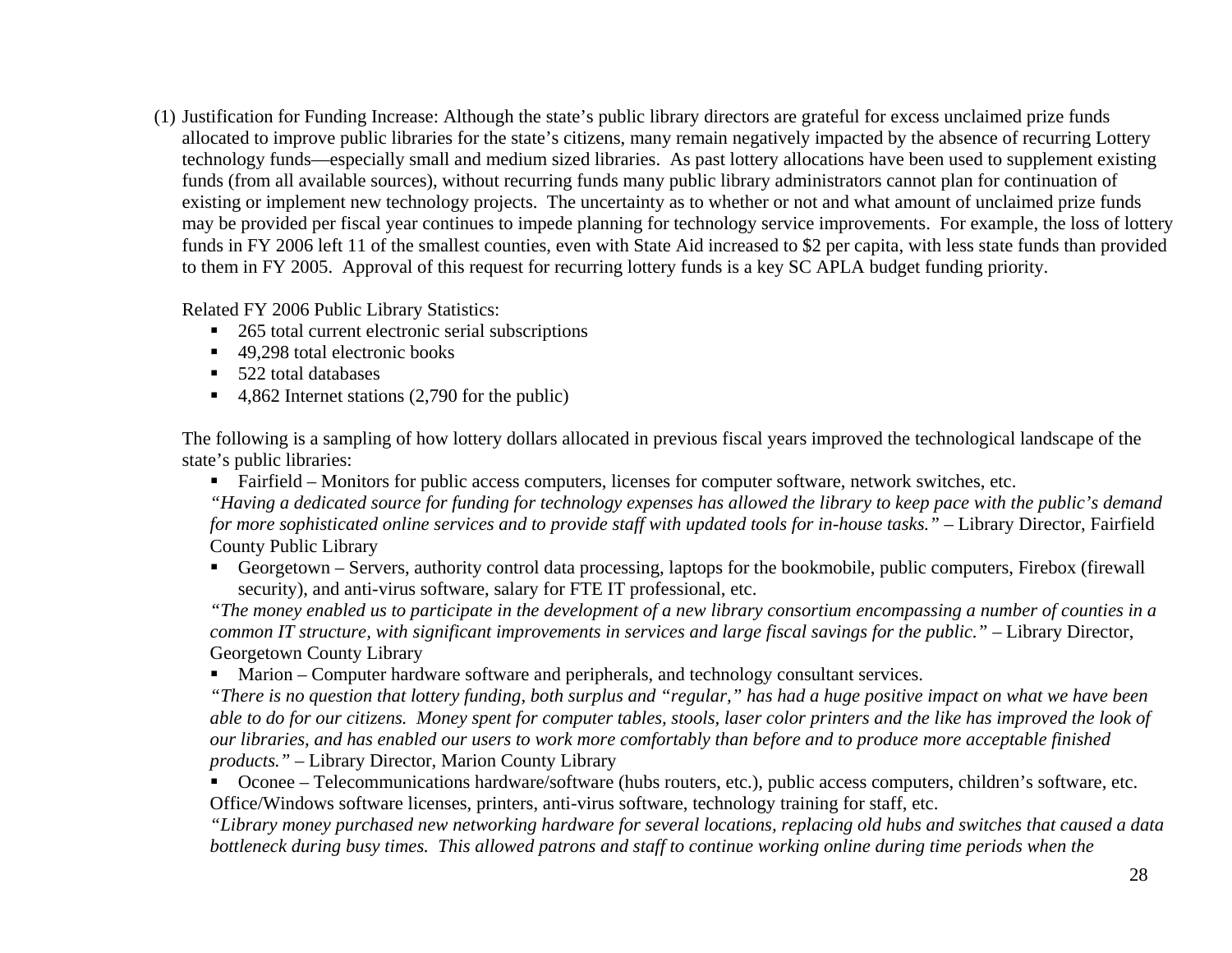(1) Justification for Funding Increase: Although the state's public library directors are grateful for excess unclaimed prize funds allocated to improve public libraries for the state's citizens, many remain negatively impacted by the absence of recurring Lottery technology funds—especially small and medium sized libraries. As past lottery allocations have been used to supplement existing funds (from all available sources), without recurring funds many public library administrators cannot plan for continuation of existing or implement new technology projects. The uncertainty as to whether or not and what amount of unclaimed prize funds may be provided per fiscal year continues to impede planning for technology service improvements. For example, the loss of lottery funds in FY 2006 left 11 of the smallest counties, even with State Aid increased to $2 per capita, with less state funds than provided to them in FY 2005. Approval of this request for recurring lottery funds is a key SC APLA budget funding priority.

Related FY 2006 Public Library Statistics:

- 265 total current electronic serial subscriptions
- 49,298 total electronic books
- 522 total databases
- 4,862 Internet stations (2,790 for the public)

The following is a sampling of how lottery dollars allocated in previous fiscal years improved the technological landscape of the state's public libraries:

- Fairfield – Monitors for public access computers, licenses for computer software, network switches, etc.

*"Having a dedicated source for funding for technology expenses has allowed the library to keep pace with the public's demand for more sophisticated online services and to provide staff with updated tools for in-house tasks."* – Library Director, Fairfield County Public Library

- Georgetown – Servers, authority control data processing, laptops for the bookmobile, public computers, Firebox (firewall security), and anti-virus software, salary for FTE IT professional, etc.

*"The money enabled us to participate in the development of a new library consortium encompassing a number of counties in a common IT structure, with significant improvements in services and large fiscal savings for the public."* – Library Director, Georgetown County Library

- Marion – Computer hardware software and peripherals, and technology consultant services.

*"There is no question that lottery funding, both surplus and "regular," has had a huge positive impact on what we have been able to do for our citizens. Money spent for computer tables, stools, laser color printers and the like has improved the look of our libraries, and has enabled our users to work more comfortably than before and to produce more acceptable finished products."* – Library Director, Marion County Library

- Oconee – Telecommunications hardware/software (hubs routers, etc.), public access computers, children's software, etc. Office/Windows software licenses, printers, anti-virus software, technology training for staff, etc.

*"Library money purchased new networking hardware for several locations, replacing old hubs and switches that caused a data bottleneck during busy times. This allowed patrons and staff to continue working online during time periods when the*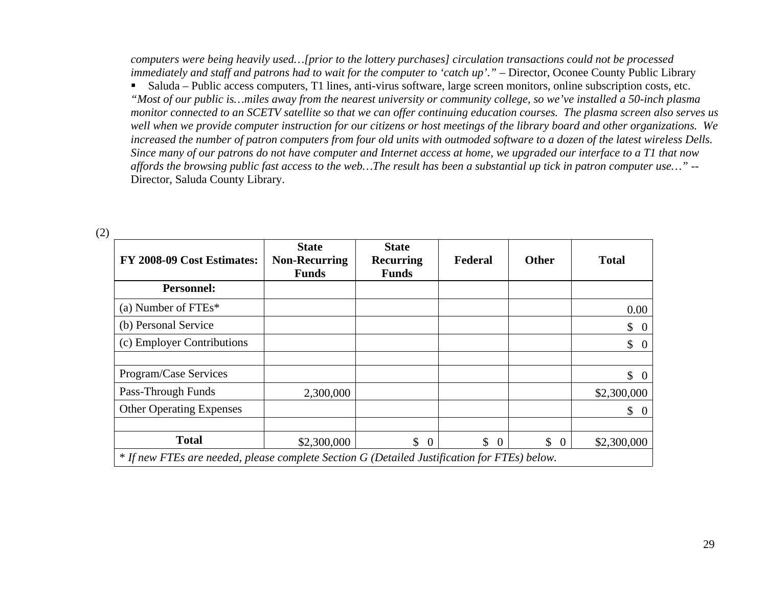*computers were being heavily used…[prior to the lottery purchases] circulation transactions could not be processed immediately and staff and patrons had to wait for the computer to 'catch up'."* – Director, Oconee County Public Library

- Saluda – Public access computers, T1 lines, anti-virus software, large screen monitors, online subscription costs, etc.

*"Most of our public is…miles away from the nearest university or community college, so we've installed a 50-inch plasma monitor connected to an SCETV satellite so that we can offer continuing education courses. The plasma screen also serves us well when we provide computer instruction for our citizens or host meetings of the library board and other organizations. We increased the number of patron computers from four old units with outmoded software to a dozen of the latest wireless Dells. Since many of our patrons do not have computer and Internet access at home, we upgraded our interface to a T1 that now affords the browsing public fast access to the web…The result has been a substantial up tick in patron computer use…"* -- Director, Saluda County Library.

(2)

| FY 2008-09 Cost Estimates: | State Non-Recurring Funds | State Recurring Funds | Federal | Other | Total |
|---|---|---|---|---|---|
| **Personnel:** | | | | | |
| (a) Number of FTEs* | | | | | 0.00 |
| (b) Personal Service | | | | | $ 0 |
| (c) Employer Contributions | | | | | $ 0 |
| | | | | | |
| Program/Case Services | | | | | $ 0 |
| Pass-Through Funds | 2,300,000 | | | | $2,300,000 |
| Other Operating Expenses | | | | | $ 0 |
| | | | | | |
| **Total** | $2,300,000 | $ 0 | $ 0 | $ 0 | $2,300,000 |

*\* If new FTEs are needed, please complete Section G (Detailed Justification for FTEs) below.*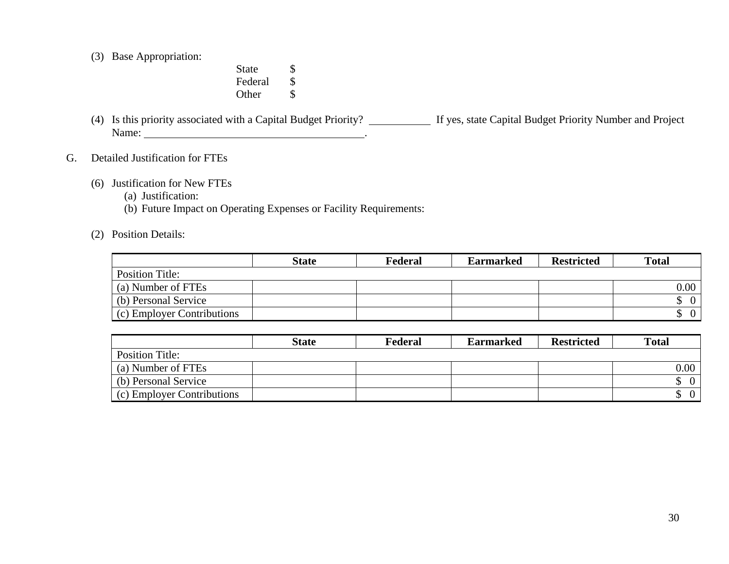(3) Base Appropriation:

State $
Federal $
Other $

(4) Is this priority associated with a Capital Budget Priority? ___________ If yes, state Capital Budget Priority Number and Project Name: ________________________________________.

G. Detailed Justification for FTEs

(6) Justification for New FTEs
  (a) Justification:
  (b) Future Impact on Operating Expenses or Facility Requirements:

(2) Position Details:

| | State | Federal | Earmarked | Restricted | Total |
|---|---|---|---|---|---|
| Position Title: | | | | | |
| (a) Number of FTEs | | | | | 0.00 |
| (b) Personal Service | | | | | $ 0 |
| (c) Employer Contributions | | | | | $ 0 |

| | State | Federal | Earmarked | Restricted | Total |
|---|---|---|---|---|---|
| Position Title: | | | | | |
| (a) Number of FTEs | | | | | 0.00 |
| (b) Personal Service | | | | | $ 0 |
| (c) Employer Contributions | | | | | $ 0 |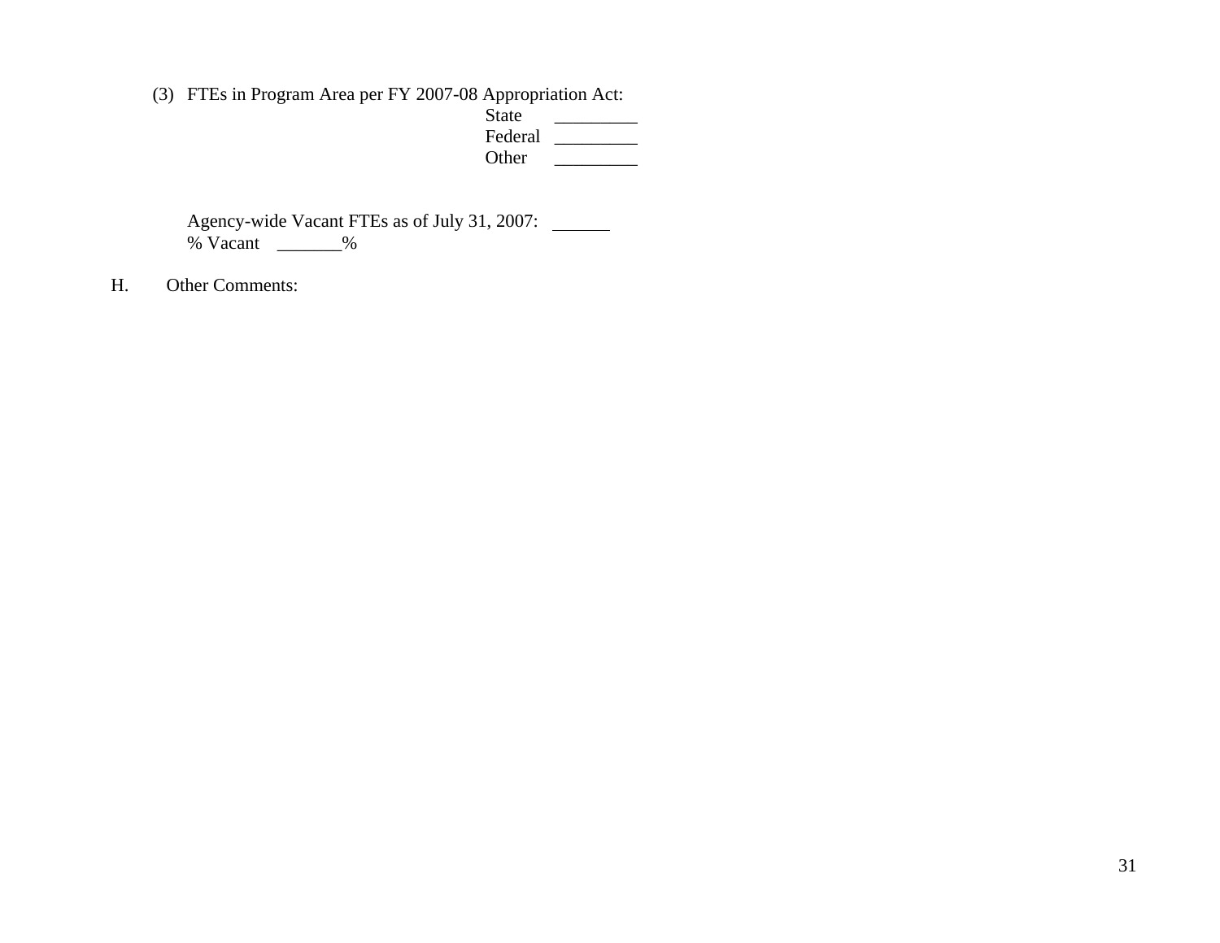(3) FTEs in Program Area per FY 2007-08 Appropriation Act:

State _________
Federal _________
Other _________

Agency-wide Vacant FTEs as of July 31, 2007: ______
% Vacant _______%

H. Other Comments: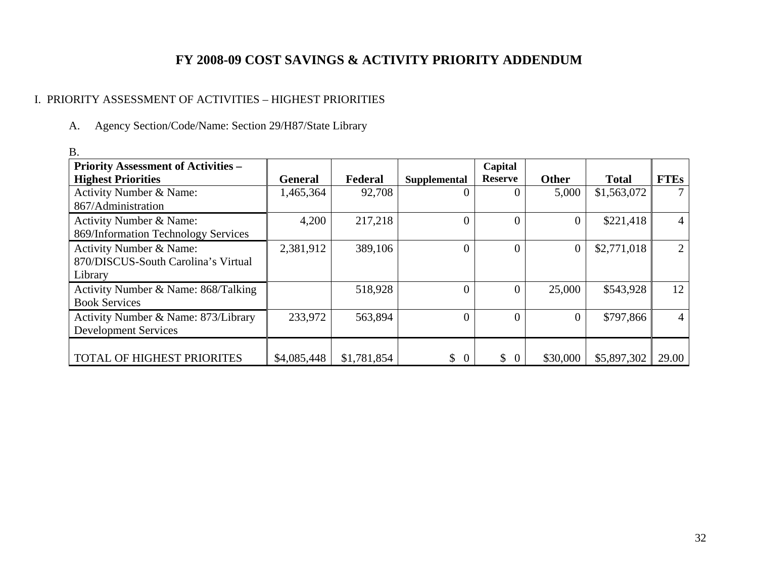# FY 2008-09 COST SAVINGS & ACTIVITY PRIORITY ADDENDUM

I. PRIORITY ASSESSMENT OF ACTIVITIES – HIGHEST PRIORITIES

A. Agency Section/Code/Name: Section 29/H87/State Library

B.

| **Priority Assessment of Activities – Highest Priorities** | **General** | **Federal** | **Supplemental** | **Capital Reserve** | **Other** | **Total** | **FTEs** |
|---|---|---|---|---|---|---|---|
| Activity Number & Name: 867/Administration | 1,465,364 | 92,708 | 0 | 0 | 5,000 | $1,563,072 | 7 |
| Activity Number & Name: 869/Information Technology Services | 4,200 | 217,218 | 0 | 0 | 0 | $221,418 | 4 |
| Activity Number & Name: 870/DISCUS-South Carolina's Virtual Library | 2,381,912 | 389,106 | 0 | 0 | 0 | $2,771,018 | 2 |
| Activity Number & Name: 868/Talking Book Services | | 518,928 | 0 | 0 | 25,000 | $543,928 | 12 |
| Activity Number & Name: 873/Library Development Services | 233,972 | 563,894 | 0 | 0 | 0 | $797,866 | 4 |
| TOTAL OF HIGHEST PRIORITES | $4,085,448 | $1,781,854 | $ 0 | $ 0 | $30,000 | $5,897,302 | 29.00 |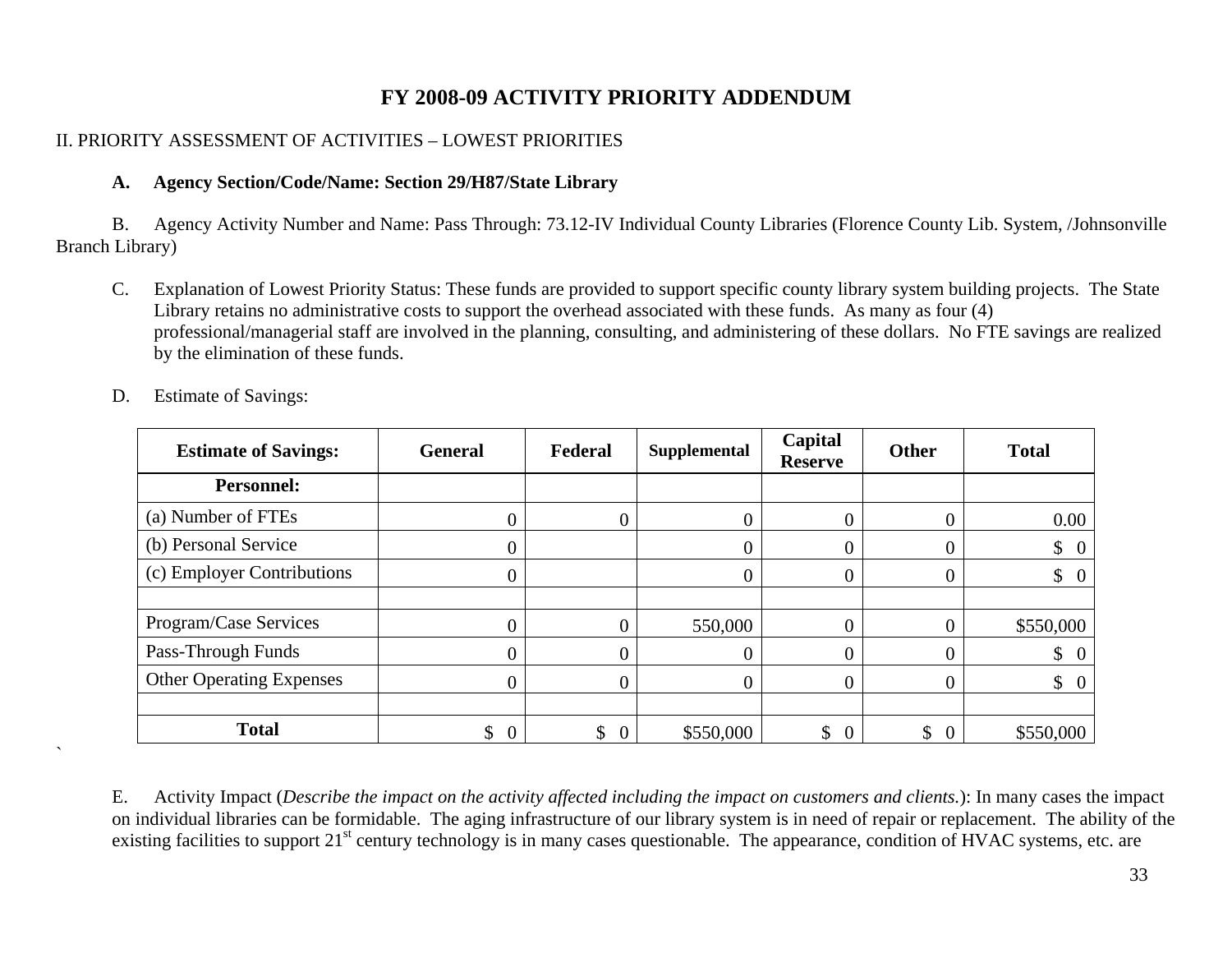# FY 2008-09 ACTIVITY PRIORITY ADDENDUM

II. PRIORITY ASSESSMENT OF ACTIVITIES – LOWEST PRIORITIES

**A. Agency Section/Code/Name: Section 29/H87/State Library**

B. Agency Activity Number and Name: Pass Through: 73.12-IV Individual County Libraries (Florence County Lib. System, /Johnsonville Branch Library)

C. Explanation of Lowest Priority Status: These funds are provided to support specific county library system building projects. The State Library retains no administrative costs to support the overhead associated with these funds. As many as four (4) professional/managerial staff are involved in the planning, consulting, and administering of these dollars. No FTE savings are realized by the elimination of these funds.

D. Estimate of Savings:

| Estimate of Savings: | General | Federal | Supplemental | Capital Reserve | Other | Total |
|---|---|---|---|---|---|---|
| **Personnel:** | | | | | | |
| (a) Number of FTEs | 0 | 0 | 0 | 0 | 0 | 0.00 |
| (b) Personal Service | 0 | | 0 | 0 | 0 | $ 0 |
| (c) Employer Contributions | 0 | | 0 | 0 | 0 | $ 0 |
| | | | | | | |
| Program/Case Services | 0 | 0 | 550,000 | 0 | 0 | $550,000 |
| Pass-Through Funds | 0 | 0 | 0 | 0 | 0 | $ 0 |
| Other Operating Expenses | 0 | 0 | 0 | 0 | 0 | $ 0 |
| | | | | | | |
| **Total** | $ 0 | $ 0 | $550,000 | $ 0 | $ 0 | $550,000 |

E. Activity Impact (*Describe the impact on the activity affected including the impact on customers and clients.*): In many cases the impact on individual libraries can be formidable. The aging infrastructure of our library system is in need of repair or replacement. The ability of the existing facilities to support 21st century technology is in many cases questionable. The appearance, condition of HVAC systems, etc. are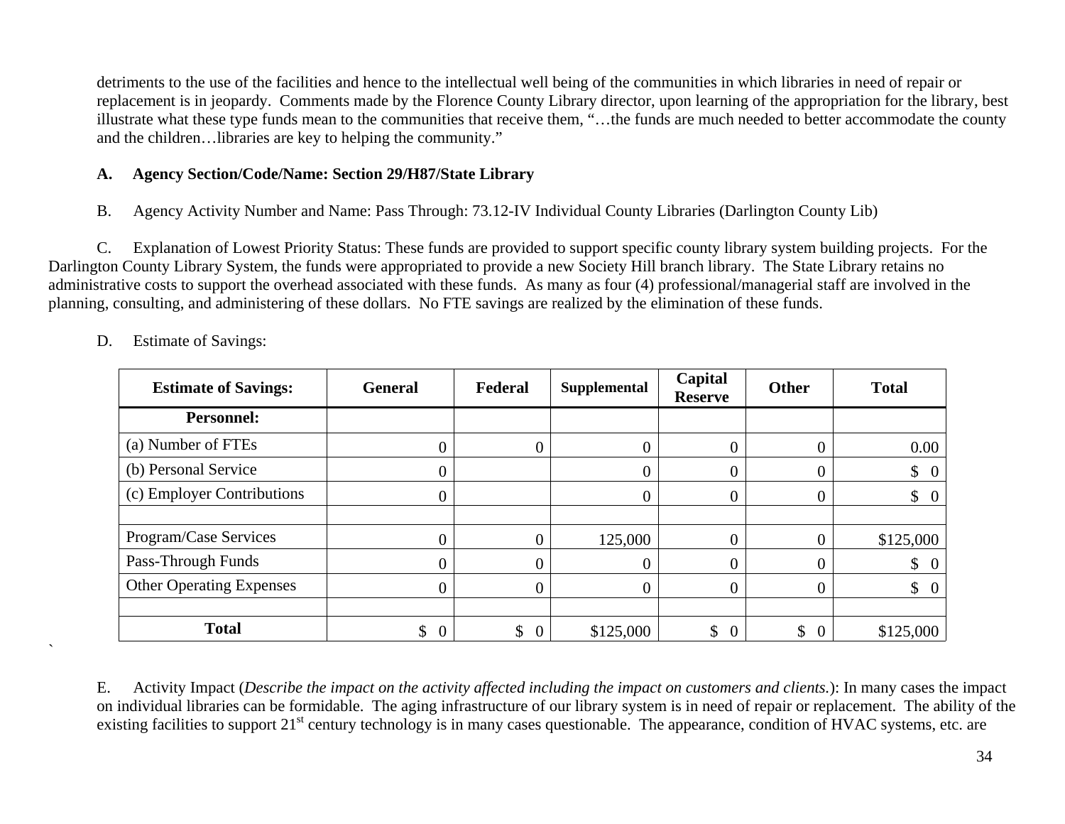detriments to the use of the facilities and hence to the intellectual well being of the communities in which libraries in need of repair or replacement is in jeopardy. Comments made by the Florence County Library director, upon learning of the appropriation for the library, best illustrate what these type funds mean to the communities that receive them, "…the funds are much needed to better accommodate the county and the children…libraries are key to helping the community."

**A. Agency Section/Code/Name: Section 29/H87/State Library**

B. Agency Activity Number and Name: Pass Through: 73.12-IV Individual County Libraries (Darlington County Lib)

C. Explanation of Lowest Priority Status: These funds are provided to support specific county library system building projects. For the Darlington County Library System, the funds were appropriated to provide a new Society Hill branch library. The State Library retains no administrative costs to support the overhead associated with these funds. As many as four (4) professional/managerial staff are involved in the planning, consulting, and administering of these dollars. No FTE savings are realized by the elimination of these funds.

D. Estimate of Savings:

| Estimate of Savings: | General | Federal | Supplemental | Capital Reserve | Other | Total |
|---|---|---|---|---|---|---|
| **Personnel:** | | | | | | |
| (a) Number of FTEs | 0 | 0 | 0 | 0 | 0 | 0.00 |
| (b) Personal Service | 0 | | 0 | 0 | 0 | $ 0 |
| (c) Employer Contributions | 0 | | 0 | 0 | 0 | $ 0 |
| | | | | | | |
| Program/Case Services | 0 | 0 | 125,000 | 0 | 0 | $125,000 |
| Pass-Through Funds | 0 | 0 | 0 | 0 | 0 | $ 0 |
| Other Operating Expenses | 0 | 0 | 0 | 0 | 0 | $ 0 |
| | | | | | | |
| **Total** | $ 0 | $ 0 | $125,000 | $ 0 | $ 0 | $125,000 |

E. Activity Impact (*Describe the impact on the activity affected including the impact on customers and clients.*): In many cases the impact on individual libraries can be formidable. The aging infrastructure of our library system is in need of repair or replacement. The ability of the existing facilities to support 21st century technology is in many cases questionable. The appearance, condition of HVAC systems, etc. are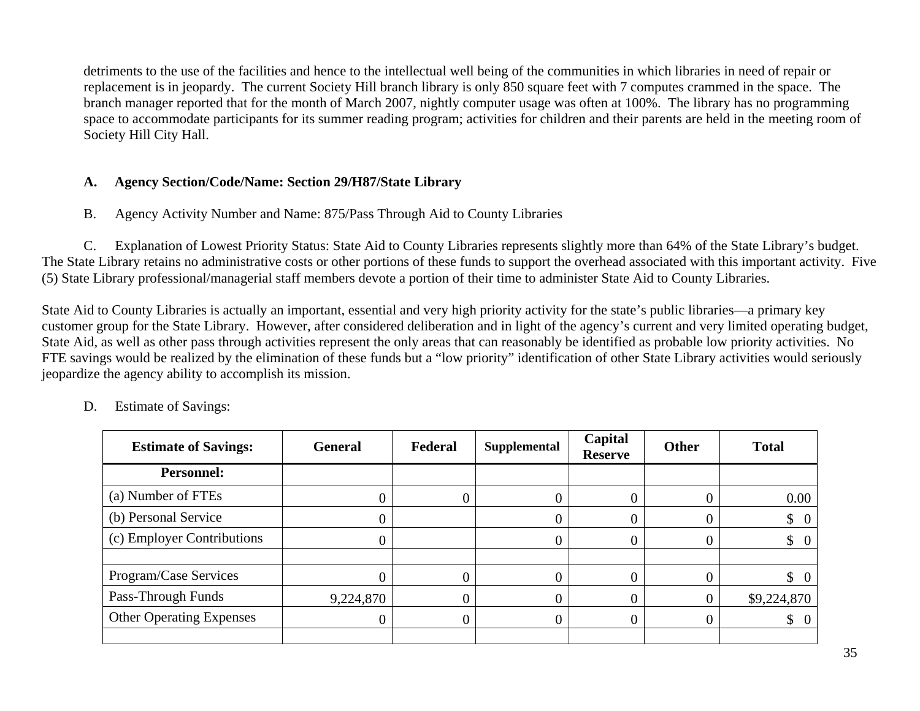detriments to the use of the facilities and hence to the intellectual well being of the communities in which libraries in need of repair or replacement is in jeopardy. The current Society Hill branch library is only 850 square feet with 7 computes crammed in the space. The branch manager reported that for the month of March 2007, nightly computer usage was often at 100%. The library has no programming space to accommodate participants for its summer reading program; activities for children and their parents are held in the meeting room of Society Hill City Hall.

**A. Agency Section/Code/Name: Section 29/H87/State Library**

B. Agency Activity Number and Name: 875/Pass Through Aid to County Libraries

C. Explanation of Lowest Priority Status: State Aid to County Libraries represents slightly more than 64% of the State Library's budget. The State Library retains no administrative costs or other portions of these funds to support the overhead associated with this important activity. Five (5) State Library professional/managerial staff members devote a portion of their time to administer State Aid to County Libraries.

State Aid to County Libraries is actually an important, essential and very high priority activity for the state's public libraries—a primary key customer group for the State Library. However, after considered deliberation and in light of the agency's current and very limited operating budget, State Aid, as well as other pass through activities represent the only areas that can reasonably be identified as probable low priority activities. No FTE savings would be realized by the elimination of these funds but a "low priority" identification of other State Library activities would seriously jeopardize the agency ability to accomplish its mission.

D. Estimate of Savings:

| Estimate of Savings: | General | Federal | Supplemental | Capital Reserve | Other | Total |
|---|---|---|---|---|---|---|
| **Personnel:** | | | | | | |
| (a) Number of FTEs | 0 | 0 | 0 | 0 | 0 | 0.00 |
| (b) Personal Service | 0 | | 0 | 0 | 0 | $ 0 |
| (c) Employer Contributions | 0 | | 0 | 0 | 0 | $ 0 |
| | | | | | | |
| Program/Case Services | 0 | 0 | 0 | 0 | 0 | $ 0 |
| Pass-Through Funds | 9,224,870 | 0 | 0 | 0 | 0 | $9,224,870 |
| Other Operating Expenses | 0 | 0 | 0 | 0 | 0 | $ 0 |
| | | | | | | |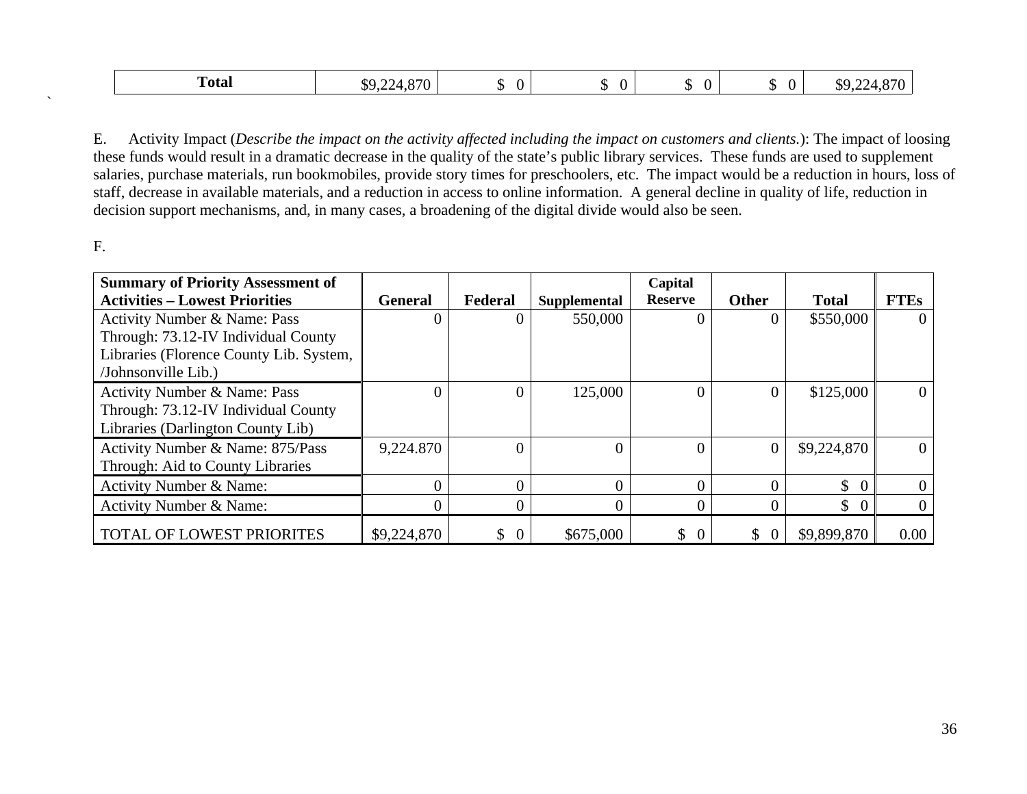| Total | $9,224,870 | $ 0 | $ 0 | $ 0 | $ 0 | $9,224,870 |
|---|---|---|---|---|---|---|

`

E. Activity Impact (*Describe the impact on the activity affected including the impact on customers and clients.*): The impact of loosing these funds would result in a dramatic decrease in the quality of the state's public library services. These funds are used to supplement salaries, purchase materials, run bookmobiles, provide story times for preschoolers, etc. The impact would be a reduction in hours, loss of staff, decrease in available materials, and a reduction in access to online information. A general decline in quality of life, reduction in decision support mechanisms, and, in many cases, a broadening of the digital divide would also be seen.

F.

| **Summary of Priority Assessment of Activities – Lowest Priorities** | **General** | **Federal** | **Supplemental** | **Capital Reserve** | **Other** | **Total** | **FTEs** |
|---|---|---|---|---|---|---|---|
| Activity Number & Name: Pass Through: 73.12-IV Individual County Libraries (Florence County Lib. System, /Johnsonville Lib.) | 0 | 0 | 550,000 | 0 | 0 | $550,000 | 0 |
| Activity Number & Name: Pass Through: 73.12-IV Individual County Libraries (Darlington County Lib) | 0 | 0 | 125,000 | 0 | 0 | $125,000 | 0 |
| Activity Number & Name: 875/Pass Through: Aid to County Libraries | 9,224.870 | 0 | 0 | 0 | 0 | $9,224,870 | 0 |
| Activity Number & Name: | 0 | 0 | 0 | 0 | 0 | $ 0 | 0 |
| Activity Number & Name: | 0 | 0 | 0 | 0 | 0 | $ 0 | 0 |
| TOTAL OF LOWEST PRIORITES | $9,224,870 | $ 0 | $675,000 | $ 0 | $ 0 | $9,899,870 | 0.00 |